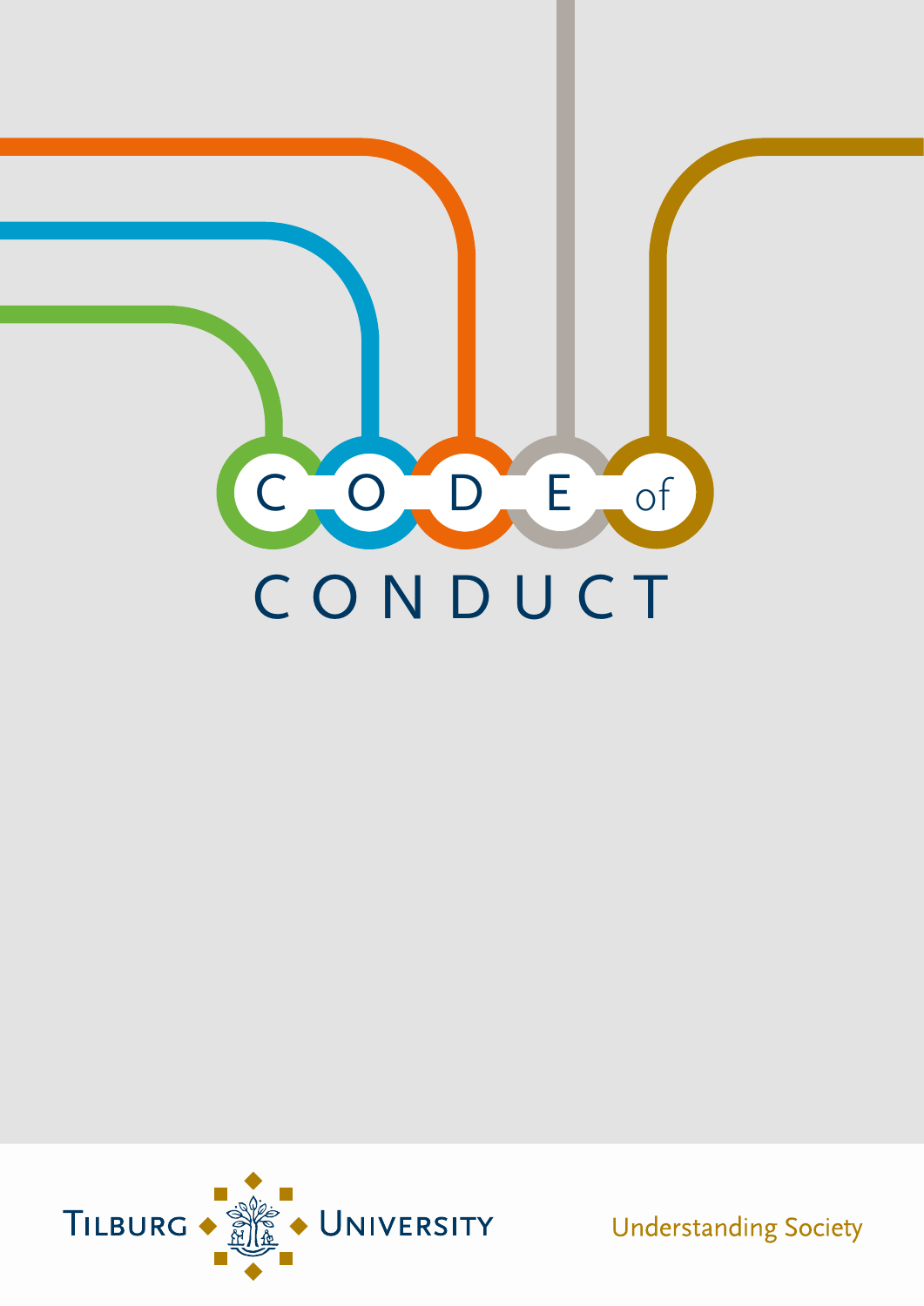# CODE of CONDUCT

Tilburg University

Understanding Society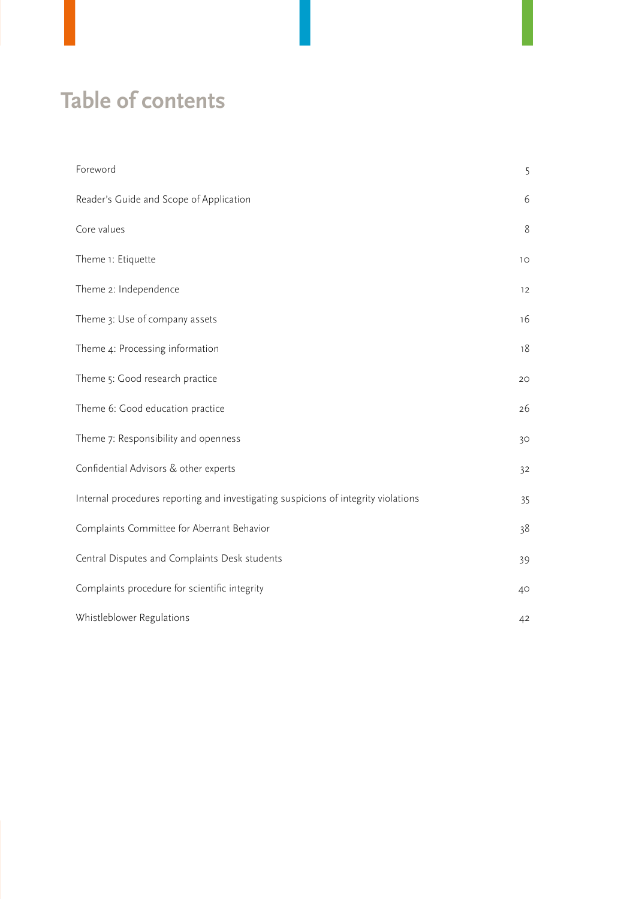# Table of contents

| | |
|---|---|
| Foreword | 5 |
| Reader's Guide and Scope of Application | 6 |
| Core values | 8 |
| Theme 1: Etiquette | 10 |
| Theme 2: Independence | 12 |
| Theme 3: Use of company assets | 16 |
| Theme 4: Processing information | 18 |
| Theme 5: Good research practice | 20 |
| Theme 6: Good education practice | 26 |
| Theme 7: Responsibility and openness | 30 |
| Confidential Advisors & other experts | 32 |
| Internal procedures reporting and investigating suspicions of integrity violations | 35 |
| Complaints Committee for Aberrant Behavior | 38 |
| Central Disputes and Complaints Desk students | 39 |
| Complaints procedure for scientific integrity | 40 |
| Whistleblower Regulations | 42 |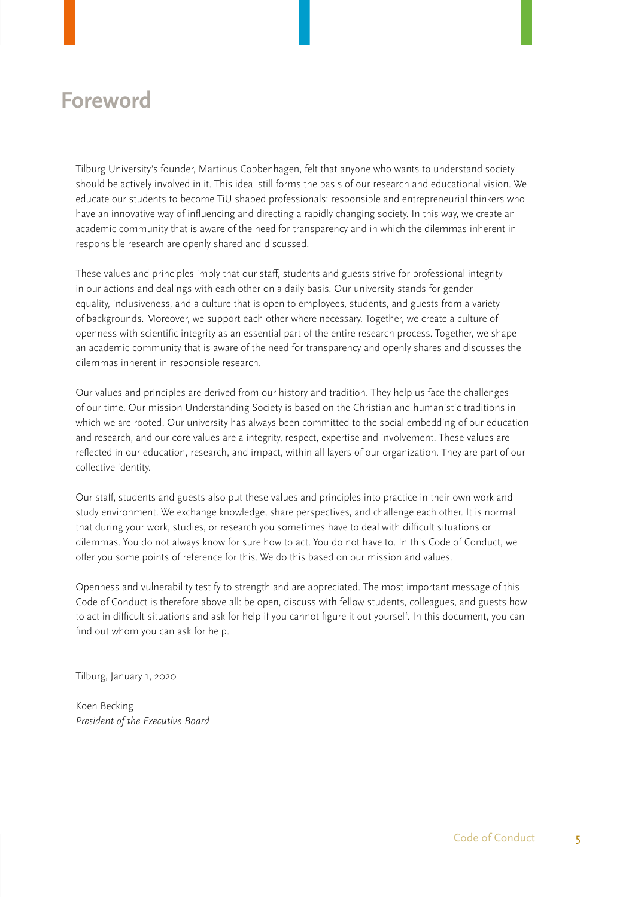# Foreword

Tilburg University's founder, Martinus Cobbenhagen, felt that anyone who wants to understand society should be actively involved in it. This ideal still forms the basis of our research and educational vision. We educate our students to become TiU shaped professionals: responsible and entrepreneurial thinkers who have an innovative way of influencing and directing a rapidly changing society. In this way, we create an academic community that is aware of the need for transparency and in which the dilemmas inherent in responsible research are openly shared and discussed.

These values and principles imply that our staff, students and guests strive for professional integrity in our actions and dealings with each other on a daily basis. Our university stands for gender equality, inclusiveness, and a culture that is open to employees, students, and guests from a variety of backgrounds. Moreover, we support each other where necessary. Together, we create a culture of openness with scientific integrity as an essential part of the entire research process. Together, we shape an academic community that is aware of the need for transparency and openly shares and discusses the dilemmas inherent in responsible research.

Our values and principles are derived from our history and tradition. They help us face the challenges of our time. Our mission Understanding Society is based on the Christian and humanistic traditions in which we are rooted. Our university has always been committed to the social embedding of our education and research, and our core values are a integrity, respect, expertise and involvement. These values are reflected in our education, research, and impact, within all layers of our organization. They are part of our collective identity.

Our staff, students and guests also put these values and principles into practice in their own work and study environment. We exchange knowledge, share perspectives, and challenge each other. It is normal that during your work, studies, or research you sometimes have to deal with difficult situations or dilemmas. You do not always know for sure how to act. You do not have to. In this Code of Conduct, we offer you some points of reference for this. We do this based on our mission and values.

Openness and vulnerability testify to strength and are appreciated. The most important message of this Code of Conduct is therefore above all: be open, discuss with fellow students, colleagues, and guests how to act in difficult situations and ask for help if you cannot figure it out yourself. In this document, you can find out whom you can ask for help.

Tilburg, January 1, 2020

Koen Becking
*President of the Executive Board*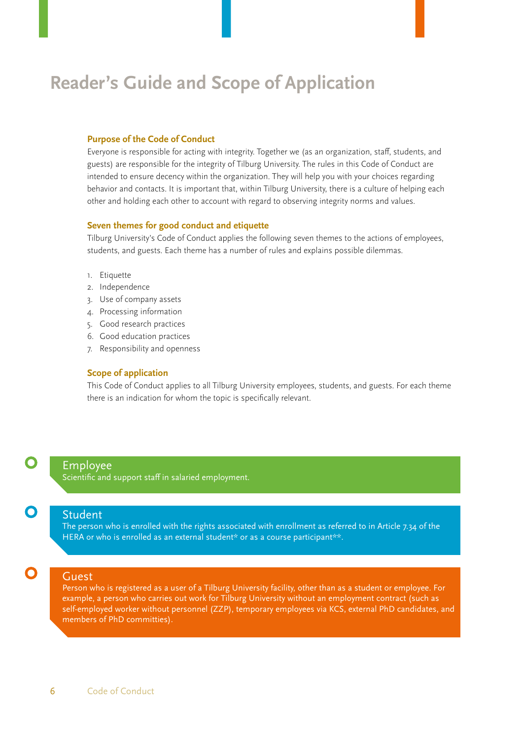# Reader's Guide and Scope of Application

### Purpose of the Code of Conduct

Everyone is responsible for acting with integrity. Together we (as an organization, staff, students, and guests) are responsible for the integrity of Tilburg University. The rules in this Code of Conduct are intended to ensure decency within the organization. They will help you with your choices regarding behavior and contacts. It is important that, within Tilburg University, there is a culture of helping each other and holding each other to account with regard to observing integrity norms and values.

### Seven themes for good conduct and etiquette

Tilburg University's Code of Conduct applies the following seven themes to the actions of employees, students, and guests. Each theme has a number of rules and explains possible dilemmas.

1. Etiquette
2. Independence
3. Use of company assets
4. Processing information
5. Good research practices
6. Good education practices
7. Responsibility and openness

### Scope of application

This Code of Conduct applies to all Tilburg University employees, students, and guests. For each theme there is an indication for whom the topic is specifically relevant.

**Employee**
Scientific and support staff in salaried employment.

**Student**
The person who is enrolled with the rights associated with enrollment as referred to in Article 7.34 of the HERA or who is enrolled as an external student* or as a course participant**.

**Guest**
Person who is registered as a user of a Tilburg University facility, other than as a student or employee. For example, a person who carries out work for Tilburg University without an employment contract (such as self-employed worker without personnel (ZZP), temporary employees via KCS, external PhD candidates, and members of PhD committies).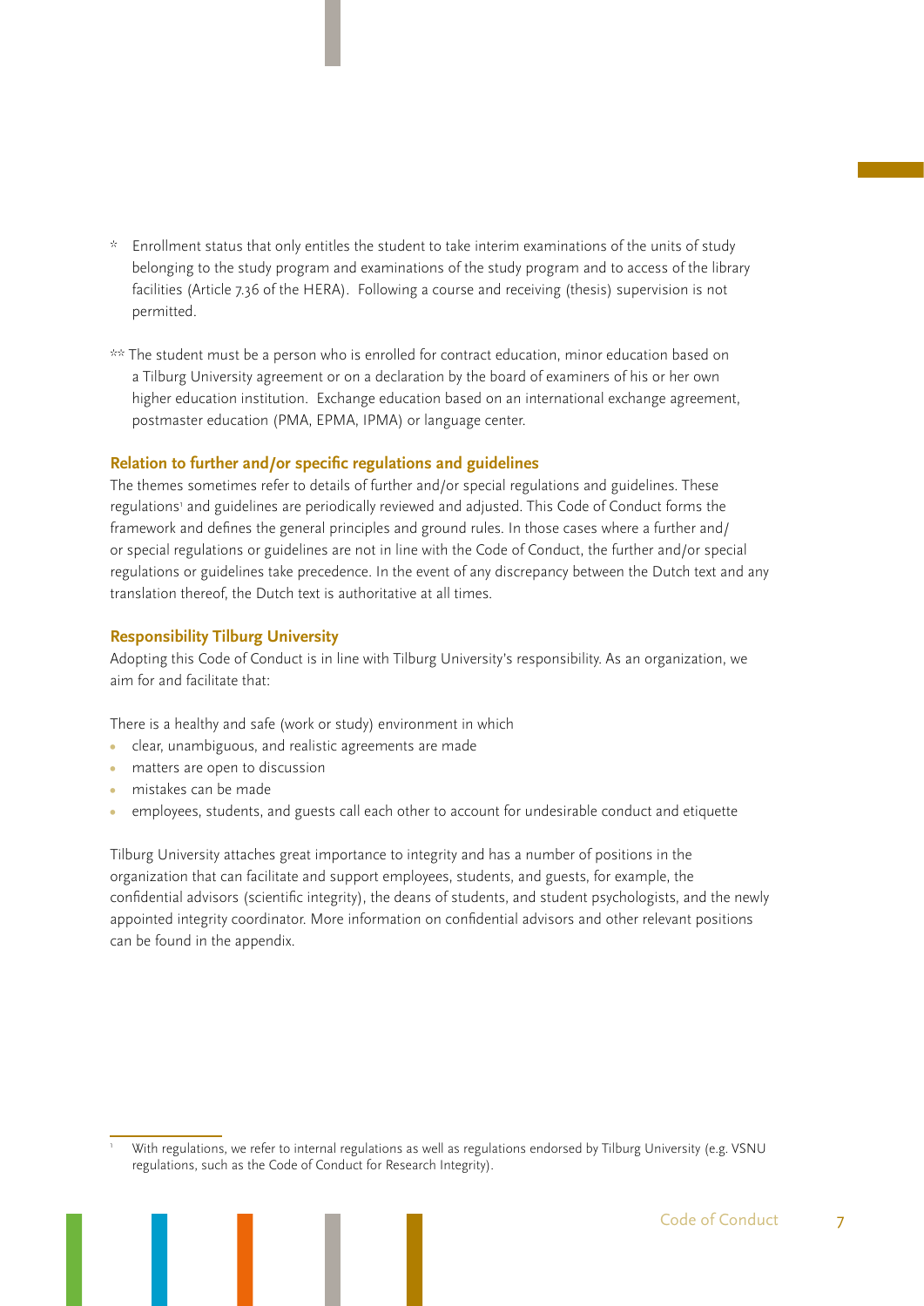\* Enrollment status that only entitles the student to take interim examinations of the units of study belonging to the study program and examinations of the study program and to access of the library facilities (Article 7.36 of the HERA). Following a course and receiving (thesis) supervision is not permitted.

\*\* The student must be a person who is enrolled for contract education, minor education based on a Tilburg University agreement or on a declaration by the board of examiners of his or her own higher education institution. Exchange education based on an international exchange agreement, postmaster education (PMA, EPMA, IPMA) or language center.

### Relation to further and/or specific regulations and guidelines

The themes sometimes refer to details of further and/or special regulations and guidelines. These regulations[1] and guidelines are periodically reviewed and adjusted. This Code of Conduct forms the framework and defines the general principles and ground rules. In those cases where a further and/or special regulations or guidelines are not in line with the Code of Conduct, the further and/or special regulations or guidelines take precedence. In the event of any discrepancy between the Dutch text and any translation thereof, the Dutch text is authoritative at all times.

### Responsibility Tilburg University

Adopting this Code of Conduct is in line with Tilburg University's responsibility. As an organization, we aim for and facilitate that:

There is a healthy and safe (work or study) environment in which

- clear, unambiguous, and realistic agreements are made
- matters are open to discussion
- mistakes can be made
- employees, students, and guests call each other to account for undesirable conduct and etiquette

Tilburg University attaches great importance to integrity and has a number of positions in the organization that can facilitate and support employees, students, and guests, for example, the confidential advisors (scientific integrity), the deans of students, and student psychologists, and the newly appointed integrity coordinator. More information on confidential advisors and other relevant positions can be found in the appendix.

[1] With regulations, we refer to internal regulations as well as regulations endorsed by Tilburg University (e.g. VSNU regulations, such as the Code of Conduct for Research Integrity).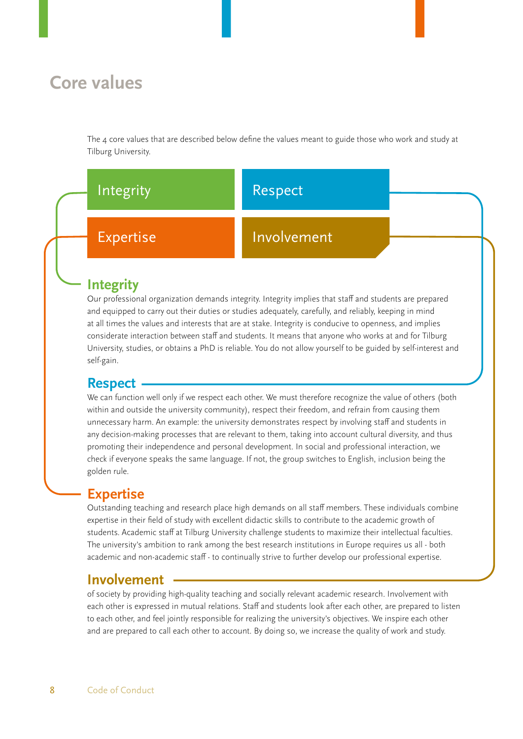# Core values

The 4 core values that are described below define the values meant to guide those who work and study at Tilburg University.

| Integrity | Respect |
| --- | --- |
| Expertise | Involvement |

## Integrity

Our professional organization demands integrity. Integrity implies that staff and students are prepared and equipped to carry out their duties or studies adequately, carefully, and reliably, keeping in mind at all times the values and interests that are at stake. Integrity is conducive to openness, and implies considerate interaction between staff and students. It means that anyone who works at and for Tilburg University, studies, or obtains a PhD is reliable. You do not allow yourself to be guided by self-interest and self-gain.

## Respect

We can function well only if we respect each other. We must therefore recognize the value of others (both within and outside the university community), respect their freedom, and refrain from causing them unnecessary harm. An example: the university demonstrates respect by involving staff and students in any decision-making processes that are relevant to them, taking into account cultural diversity, and thus promoting their independence and personal development. In social and professional interaction, we check if everyone speaks the same language. If not, the group switches to English, inclusion being the golden rule.

## Expertise

Outstanding teaching and research place high demands on all staff members. These individuals combine expertise in their field of study with excellent didactic skills to contribute to the academic growth of students. Academic staff at Tilburg University challenge students to maximize their intellectual faculties. The university's ambition to rank among the best research institutions in Europe requires us all - both academic and non-academic staff - to continually strive to further develop our professional expertise.

## Involvement

of society by providing high-quality teaching and socially relevant academic research. Involvement with each other is expressed in mutual relations. Staff and students look after each other, are prepared to listen to each other, and feel jointly responsible for realizing the university's objectives. We inspire each other and are prepared to call each other to account. By doing so, we increase the quality of work and study.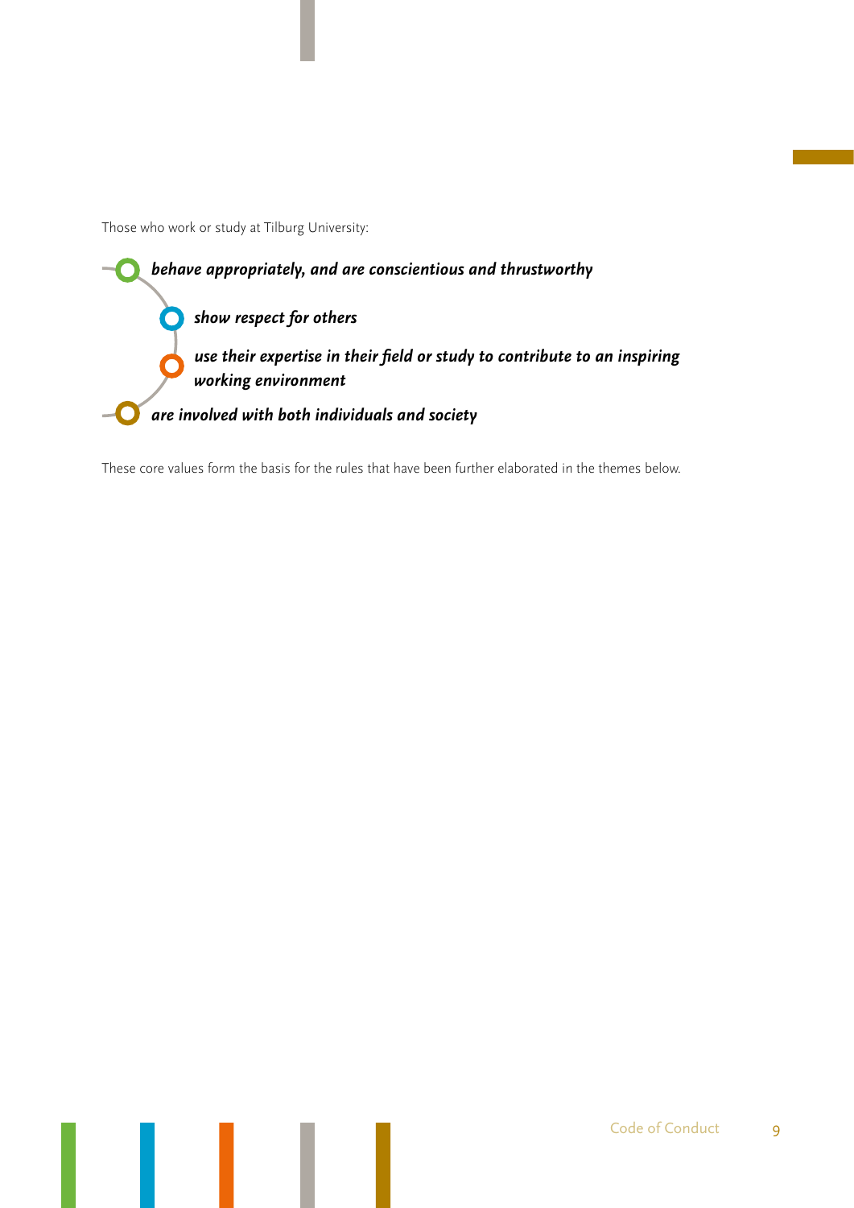Those who work or study at Tilburg University:

- ***behave appropriately, and are conscientious and thrustworthy***
- ***show respect for others***
- ***use their expertise in their field or study to contribute to an inspiring working environment***
- ***are involved with both individuals and society***

These core values form the basis for the rules that have been further elaborated in the themes below.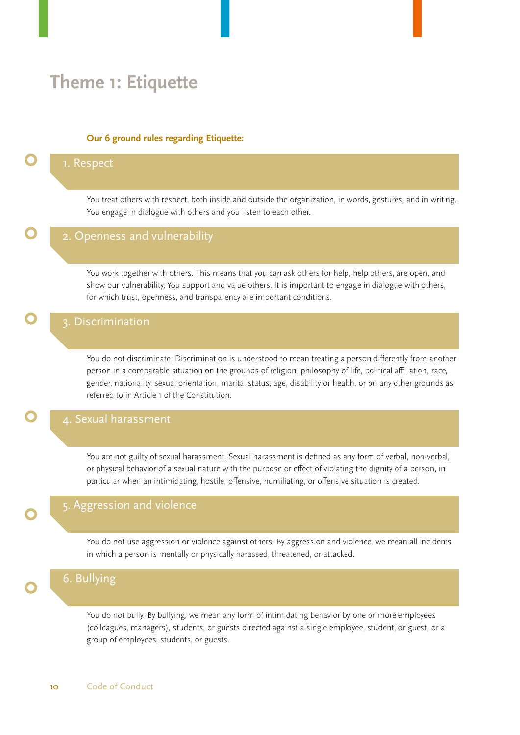# Theme 1: Etiquette

**Our 6 ground rules regarding Etiquette:**

## 1. Respect

You treat others with respect, both inside and outside the organization, in words, gestures, and in writing. You engage in dialogue with others and you listen to each other.

## 2. Openness and vulnerability

You work together with others. This means that you can ask others for help, help others, are open, and show our vulnerability. You support and value others. It is important to engage in dialogue with others, for which trust, openness, and transparency are important conditions.

## 3. Discrimination

You do not discriminate. Discrimination is understood to mean treating a person differently from another person in a comparable situation on the grounds of religion, philosophy of life, political affiliation, race, gender, nationality, sexual orientation, marital status, age, disability or health, or on any other grounds as referred to in Article 1 of the Constitution.

## 4. Sexual harassment

You are not guilty of sexual harassment. Sexual harassment is defined as any form of verbal, non-verbal, or physical behavior of a sexual nature with the purpose or effect of violating the dignity of a person, in particular when an intimidating, hostile, offensive, humiliating, or offensive situation is created.

## 5. Aggression and violence

You do not use aggression or violence against others. By aggression and violence, we mean all incidents in which a person is mentally or physically harassed, threatened, or attacked.

## 6. Bullying

You do not bully. By bullying, we mean any form of intimidating behavior by one or more employees (colleagues, managers), students, or guests directed against a single employee, student, or guest, or a group of employees, students, or guests.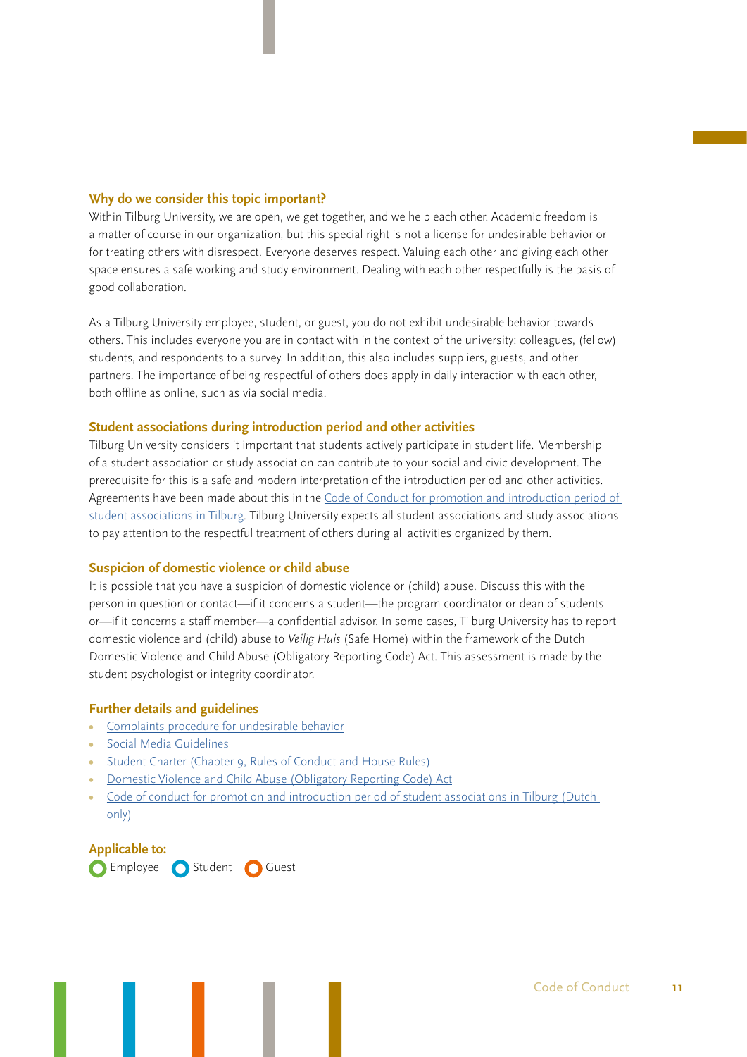### Why do we consider this topic important?

Within Tilburg University, we are open, we get together, and we help each other. Academic freedom is a matter of course in our organization, but this special right is not a license for undesirable behavior or for treating others with disrespect. Everyone deserves respect. Valuing each other and giving each other space ensures a safe working and study environment. Dealing with each other respectfully is the basis of good collaboration.

As a Tilburg University employee, student, or guest, you do not exhibit undesirable behavior towards others. This includes everyone you are in contact with in the context of the university: colleagues, (fellow) students, and respondents to a survey. In addition, this also includes suppliers, guests, and other partners. The importance of being respectful of others does apply in daily interaction with each other, both offline as online, such as via social media.

### Student associations during introduction period and other activities

Tilburg University considers it important that students actively participate in student life. Membership of a student association or study association can contribute to your social and civic development. The prerequisite for this is a safe and modern interpretation of the introduction period and other activities. Agreements have been made about this in the Code of Conduct for promotion and introduction period of student associations in Tilburg. Tilburg University expects all student associations and study associations to pay attention to the respectful treatment of others during all activities organized by them.

### Suspicion of domestic violence or child abuse

It is possible that you have a suspicion of domestic violence or (child) abuse. Discuss this with the person in question or contact—if it concerns a student—the program coordinator or dean of students or—if it concerns a staff member—a confidential advisor. In some cases, Tilburg University has to report domestic violence and (child) abuse to *Veilig Huis* (Safe Home) within the framework of the Dutch Domestic Violence and Child Abuse (Obligatory Reporting Code) Act. This assessment is made by the student psychologist or integrity coordinator.

### Further details and guidelines

- Complaints procedure for undesirable behavior
- Social Media Guidelines
- Student Charter (Chapter 9, Rules of Conduct and House Rules)
- Domestic Violence and Child Abuse (Obligatory Reporting Code) Act
- Code of conduct for promotion and introduction period of student associations in Tilburg (Dutch only)

**Applicable to:**

Employee Student Guest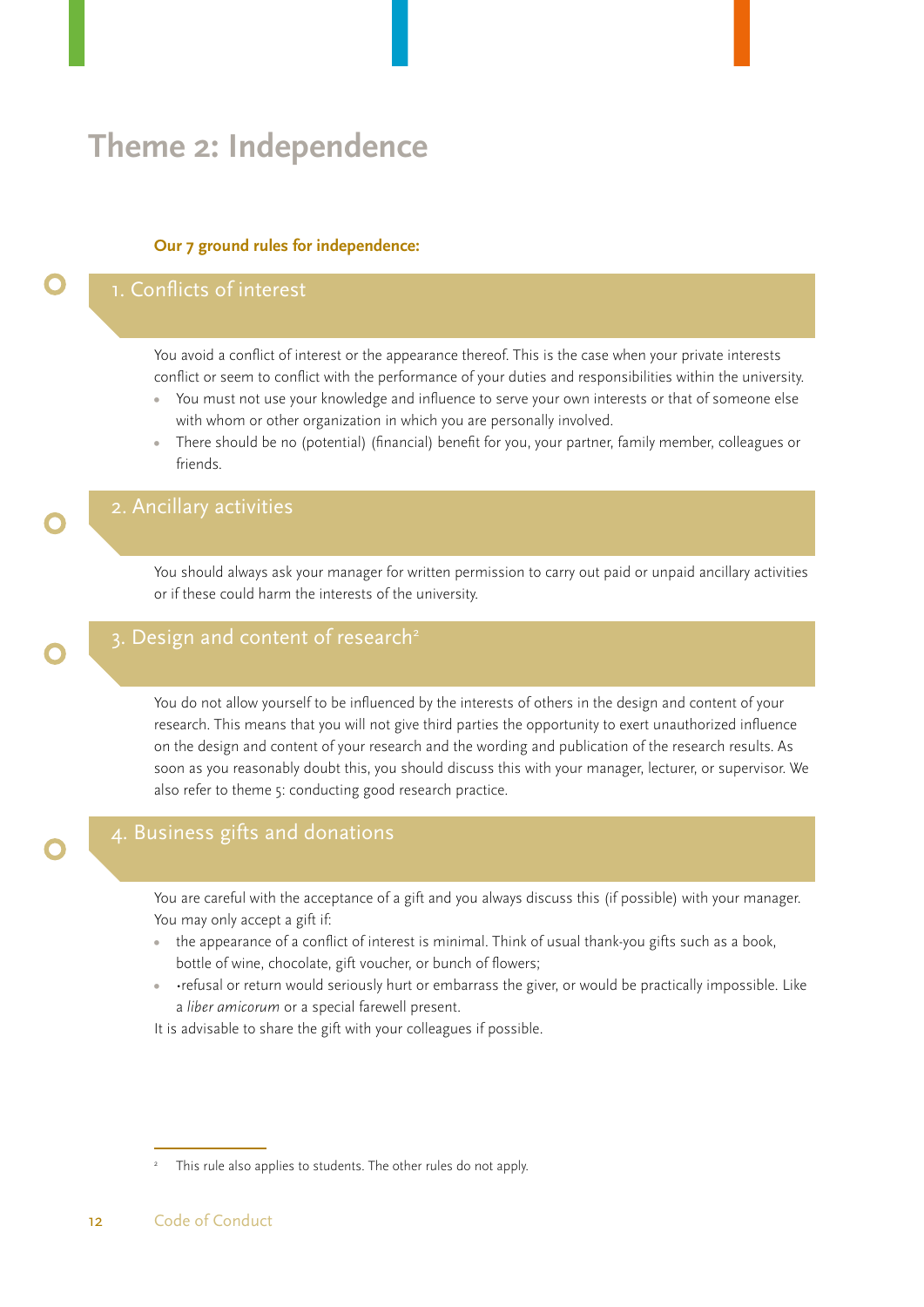# Theme 2: Independence

**Our 7 ground rules for independence:**

## 1. Conflicts of interest

You avoid a conflict of interest or the appearance thereof. This is the case when your private interests conflict or seem to conflict with the performance of your duties and responsibilities within the university.

- You must not use your knowledge and influence to serve your own interests or that of someone else with whom or other organization in which you are personally involved.
- There should be no (potential) (financial) benefit for you, your partner, family member, colleagues or friends.

## 2. Ancillary activities

You should always ask your manager for written permission to carry out paid or unpaid ancillary activities or if these could harm the interests of the university.

## 3. Design and content of research[2]

You do not allow yourself to be influenced by the interests of others in the design and content of your research. This means that you will not give third parties the opportunity to exert unauthorized influence on the design and content of your research and the wording and publication of the research results. As soon as you reasonably doubt this, you should discuss this with your manager, lecturer, or supervisor. We also refer to theme 5: conducting good research practice.

## 4. Business gifts and donations

You are careful with the acceptance of a gift and you always discuss this (if possible) with your manager. You may only accept a gift if:

- the appearance of a conflict of interest is minimal. Think of usual thank-you gifts such as a book, bottle of wine, chocolate, gift voucher, or bunch of flowers;
- •refusal or return would seriously hurt or embarrass the giver, or would be practically impossible. Like a *liber amicorum* or a special farewell present.

It is advisable to share the gift with your colleagues if possible.

---

[2] This rule also applies to students. The other rules do not apply.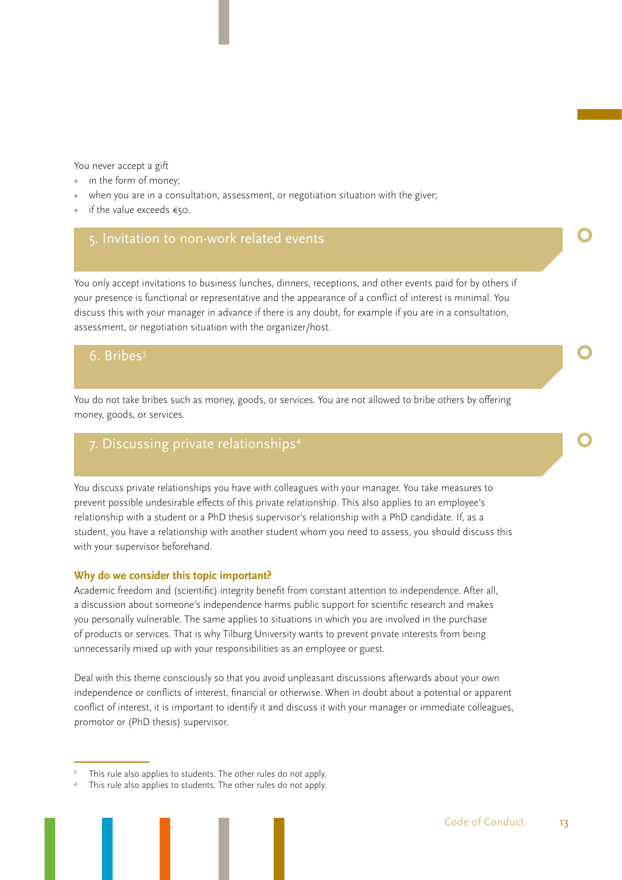You never accept a gift

- in the form of money;
- when you are in a consultation, assessment, or negotiation situation with the giver;
- if the value exceeds €50.

## 5. Invitation to non-work related events

You only accept invitations to business lunches, dinners, receptions, and other events paid for by others if your presence is functional or representative and the appearance of a conflict of interest is minimal. You discuss this with your manager in advance if there is any doubt, for example if you are in a consultation, assessment, or negotiation situation with the organizer/host.

## 6. Bribes[3]

You do not take bribes such as money, goods, or services. You are not allowed to bribe others by offering money, goods, or services.

## 7. Discussing private relationships[4]

You discuss private relationships you have with colleagues with your manager. You take measures to prevent possible undesirable effects of this private relationship. This also applies to an employee's relationship with a student or a PhD thesis supervisor's relationship with a PhD candidate. If, as a student, you have a relationship with another student whom you need to assess, you should discuss this with your supervisor beforehand.

**Why do we consider this topic important?**

Academic freedom and (scientific) integrity benefit from constant attention to independence. After all, a discussion about someone's independence harms public support for scientific research and makes you personally vulnerable. The same applies to situations in which you are involved in the purchase of products or services. That is why Tilburg University wants to prevent private interests from being unnecessarily mixed up with your responsibilities as an employee or guest.

Deal with this theme consciously so that you avoid unpleasant discussions afterwards about your own independence or conflicts of interest, financial or otherwise. When in doubt about a potential or apparent conflict of interest, it is important to identify it and discuss it with your manager or immediate colleagues, promotor or (PhD thesis) supervisor.

---

[3] This rule also applies to students. The other rules do not apply.

[4] This rule also applies to students. The other rules do not apply.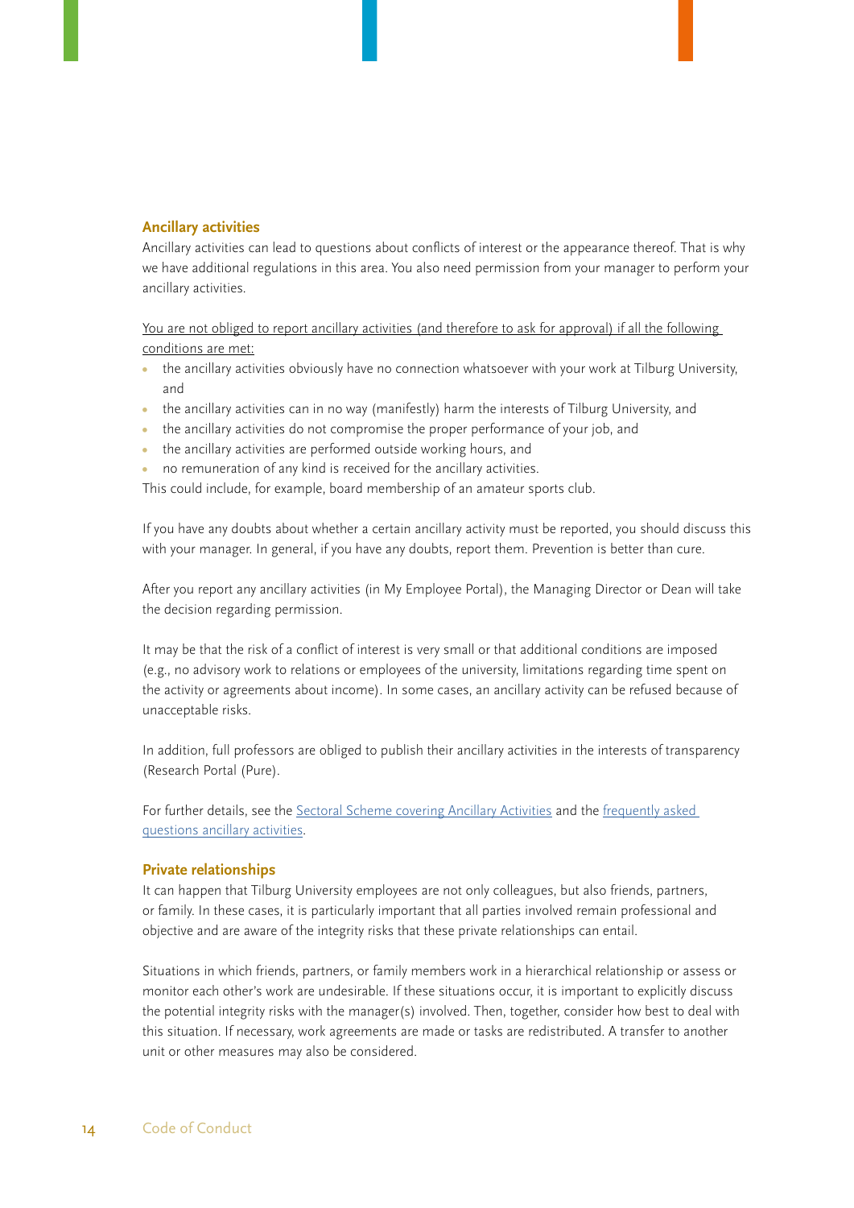## Ancillary activities

Ancillary activities can lead to questions about conflicts of interest or the appearance thereof. That is why we have additional regulations in this area. You also need permission from your manager to perform your ancillary activities.

You are not obliged to report ancillary activities (and therefore to ask for approval) if all the following conditions are met:

- the ancillary activities obviously have no connection whatsoever with your work at Tilburg University, and
- the ancillary activities can in no way (manifestly) harm the interests of Tilburg University, and
- the ancillary activities do not compromise the proper performance of your job, and
- the ancillary activities are performed outside working hours, and
- no remuneration of any kind is received for the ancillary activities.

This could include, for example, board membership of an amateur sports club.

If you have any doubts about whether a certain ancillary activity must be reported, you should discuss this with your manager. In general, if you have any doubts, report them. Prevention is better than cure.

After you report any ancillary activities (in My Employee Portal), the Managing Director or Dean will take the decision regarding permission.

It may be that the risk of a conflict of interest is very small or that additional conditions are imposed (e.g., no advisory work to relations or employees of the university, limitations regarding time spent on the activity or agreements about income). In some cases, an ancillary activity can be refused because of unacceptable risks.

In addition, full professors are obliged to publish their ancillary activities in the interests of transparency (Research Portal (Pure).

For further details, see the Sectoral Scheme covering Ancillary Activities and the frequently asked questions ancillary activities.

## Private relationships

It can happen that Tilburg University employees are not only colleagues, but also friends, partners, or family. In these cases, it is particularly important that all parties involved remain professional and objective and are aware of the integrity risks that these private relationships can entail.

Situations in which friends, partners, or family members work in a hierarchical relationship or assess or monitor each other's work are undesirable. If these situations occur, it is important to explicitly discuss the potential integrity risks with the manager(s) involved. Then, together, consider how best to deal with this situation. If necessary, work agreements are made or tasks are redistributed. A transfer to another unit or other measures may also be considered.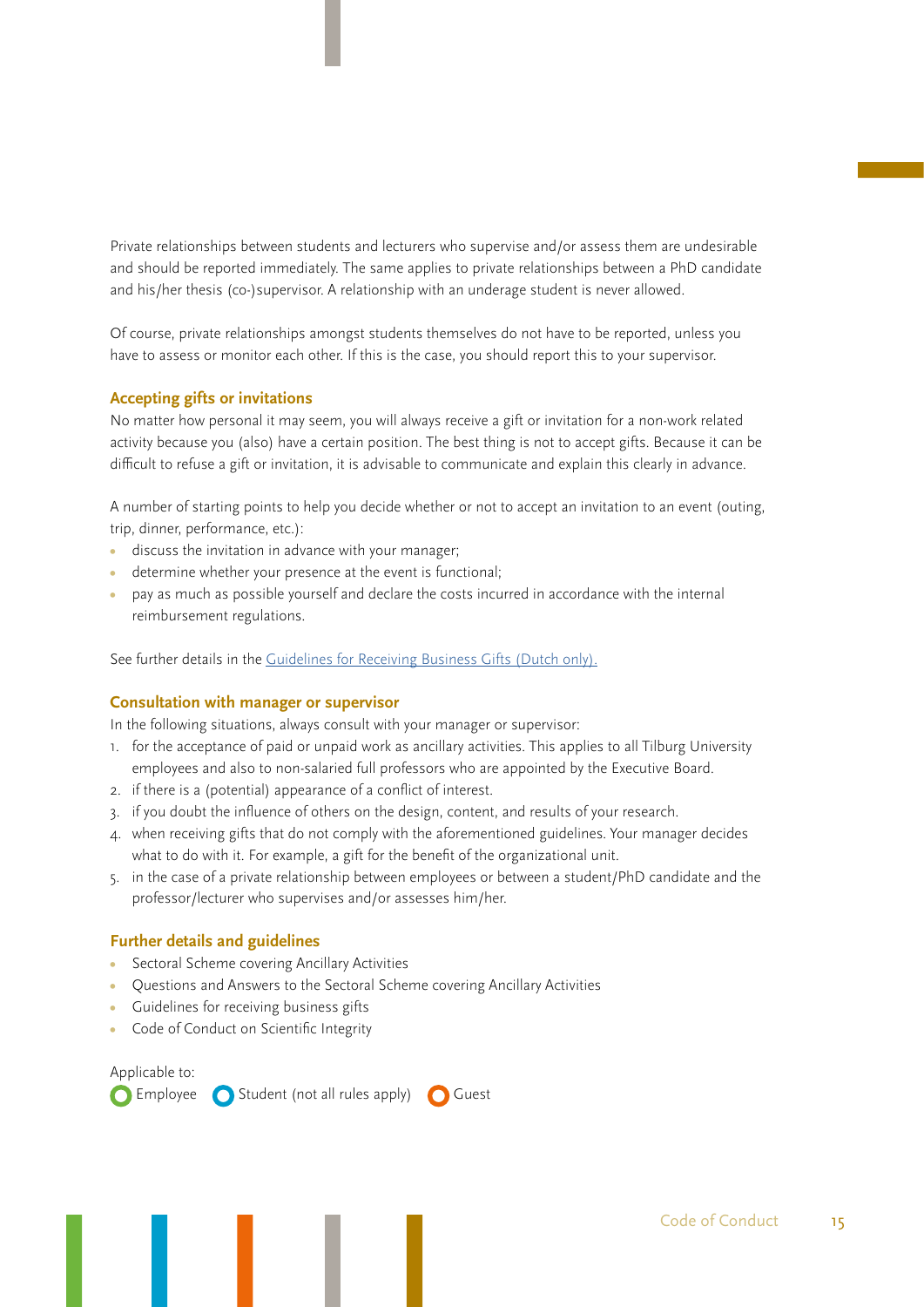Private relationships between students and lecturers who supervise and/or assess them are undesirable and should be reported immediately. The same applies to private relationships between a PhD candidate and his/her thesis (co-)supervisor. A relationship with an underage student is never allowed.

Of course, private relationships amongst students themselves do not have to be reported, unless you have to assess or monitor each other. If this is the case, you should report this to your supervisor.

### Accepting gifts or invitations

No matter how personal it may seem, you will always receive a gift or invitation for a non-work related activity because you (also) have a certain position. The best thing is not to accept gifts. Because it can be difficult to refuse a gift or invitation, it is advisable to communicate and explain this clearly in advance.

A number of starting points to help you decide whether or not to accept an invitation to an event (outing, trip, dinner, performance, etc.):

- discuss the invitation in advance with your manager;
- determine whether your presence at the event is functional;
- pay as much as possible yourself and declare the costs incurred in accordance with the internal reimbursement regulations.

See further details in the Guidelines for Receiving Business Gifts (Dutch only).

### Consultation with manager or supervisor

In the following situations, always consult with your manager or supervisor:

1. for the acceptance of paid or unpaid work as ancillary activities. This applies to all Tilburg University employees and also to non-salaried full professors who are appointed by the Executive Board.
2. if there is a (potential) appearance of a conflict of interest.
3. if you doubt the influence of others on the design, content, and results of your research.
4. when receiving gifts that do not comply with the aforementioned guidelines. Your manager decides what to do with it. For example, a gift for the benefit of the organizational unit.
5. in the case of a private relationship between employees or between a student/PhD candidate and the professor/lecturer who supervises and/or assesses him/her.

### Further details and guidelines

- Sectoral Scheme covering Ancillary Activities
- Questions and Answers to the Sectoral Scheme covering Ancillary Activities
- Guidelines for receiving business gifts
- Code of Conduct on Scientific Integrity

Applicable to:
Employee Student (not all rules apply) Guest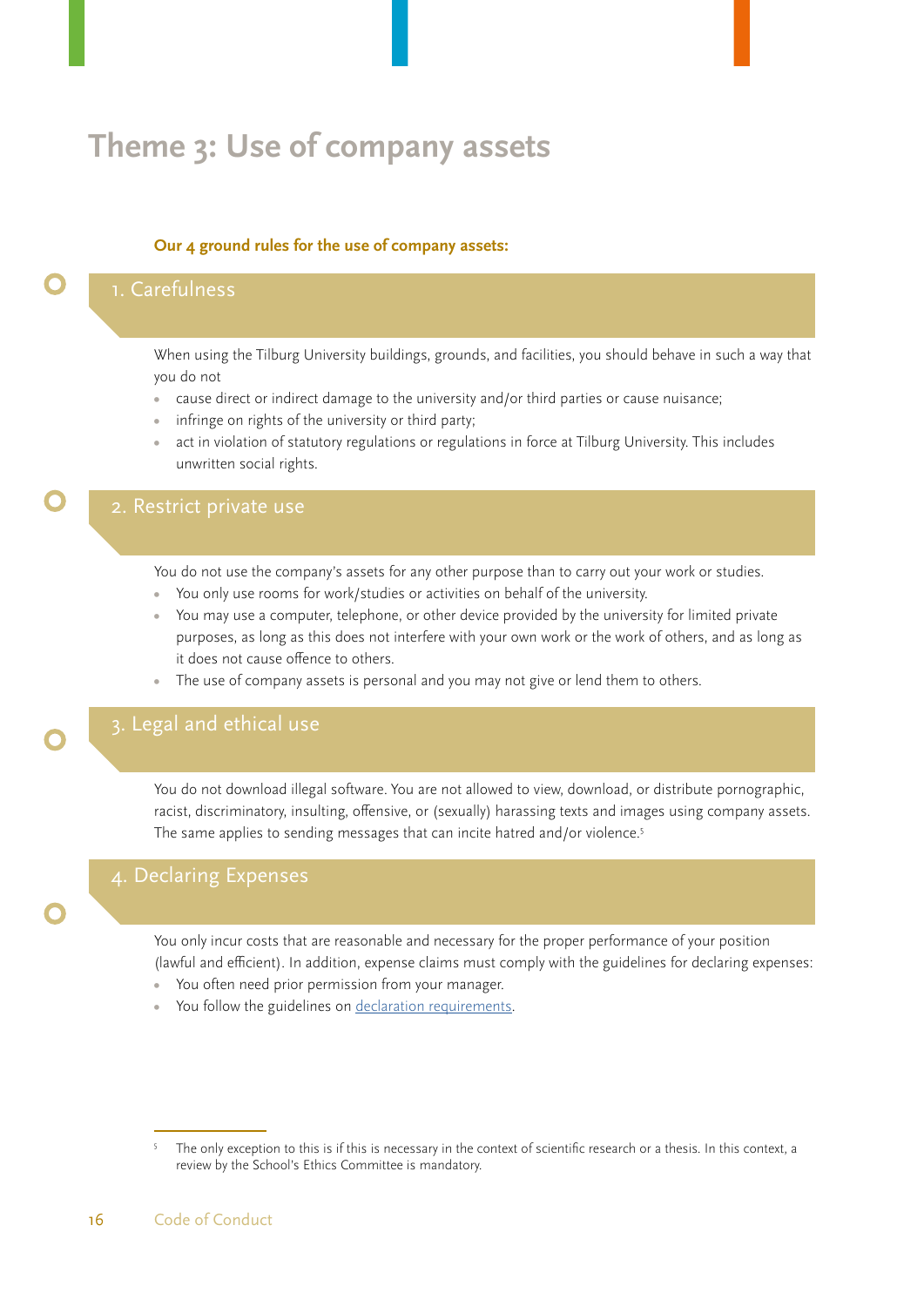# Theme 3: Use of company assets

**Our 4 ground rules for the use of company assets:**

## 1. Carefulness

When using the Tilburg University buildings, grounds, and facilities, you should behave in such a way that you do not

- cause direct or indirect damage to the university and/or third parties or cause nuisance;
- infringe on rights of the university or third party;
- act in violation of statutory regulations or regulations in force at Tilburg University. This includes unwritten social rights.

## 2. Restrict private use

You do not use the company's assets for any other purpose than to carry out your work or studies.

- You only use rooms for work/studies or activities on behalf of the university.
- You may use a computer, telephone, or other device provided by the university for limited private purposes, as long as this does not interfere with your own work or the work of others, and as long as it does not cause offence to others.
- The use of company assets is personal and you may not give or lend them to others.

## 3. Legal and ethical use

You do not download illegal software. You are not allowed to view, download, or distribute pornographic, racist, discriminatory, insulting, offensive, or (sexually) harassing texts and images using company assets. The same applies to sending messages that can incite hatred and/or violence.[5]

## 4. Declaring Expenses

You only incur costs that are reasonable and necessary for the proper performance of your position (lawful and efficient). In addition, expense claims must comply with the guidelines for declaring expenses:

- You often need prior permission from your manager.
- You follow the guidelines on declaration requirements.

[5] The only exception to this is if this is necessary in the context of scientific research or a thesis. In this context, a review by the School's Ethics Committee is mandatory.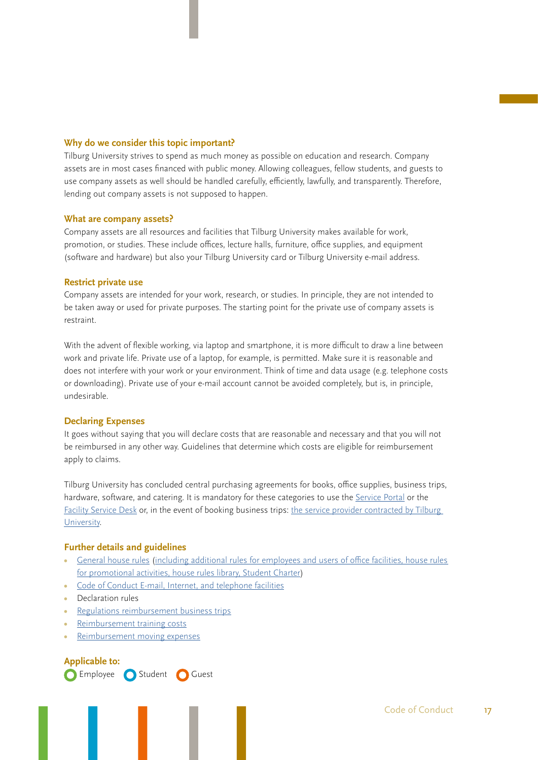### Why do we consider this topic important?

Tilburg University strives to spend as much money as possible on education and research. Company assets are in most cases financed with public money. Allowing colleagues, fellow students, and guests to use company assets as well should be handled carefully, efficiently, lawfully, and transparently. Therefore, lending out company assets is not supposed to happen.

### What are company assets?

Company assets are all resources and facilities that Tilburg University makes available for work, promotion, or studies. These include offices, lecture halls, furniture, office supplies, and equipment (software and hardware) but also your Tilburg University card or Tilburg University e-mail address.

### Restrict private use

Company assets are intended for your work, research, or studies. In principle, they are not intended to be taken away or used for private purposes. The starting point for the private use of company assets is restraint.

With the advent of flexible working, via laptop and smartphone, it is more difficult to draw a line between work and private life. Private use of a laptop, for example, is permitted. Make sure it is reasonable and does not interfere with your work or your environment. Think of time and data usage (e.g. telephone costs or downloading). Private use of your e-mail account cannot be avoided completely, but is, in principle, undesirable.

### Declaring Expenses

It goes without saying that you will declare costs that are reasonable and necessary and that you will not be reimbursed in any other way. Guidelines that determine which costs are eligible for reimbursement apply to claims.

Tilburg University has concluded central purchasing agreements for books, office supplies, business trips, hardware, software, and catering. It is mandatory for these categories to use the Service Portal or the Facility Service Desk or, in the event of booking business trips: the service provider contracted by Tilburg University.

### Further details and guidelines

- General house rules (including additional rules for employees and users of office facilities, house rules for promotional activities, house rules library, Student Charter)
- Code of Conduct E-mail, Internet, and telephone facilities
- Declaration rules
- Regulations reimbursement business trips
- Reimbursement training costs
- Reimbursement moving expenses

**Applicable to:**

Employee Student Guest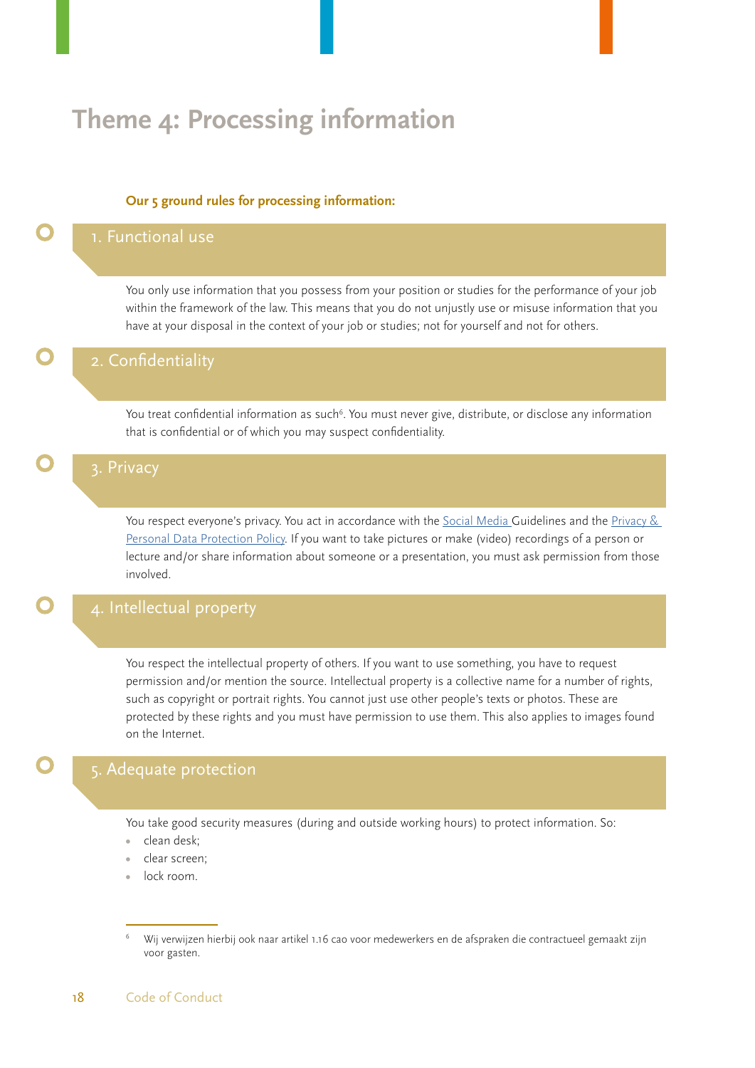# Theme 4: Processing information

**Our 5 ground rules for processing information:**

## 1. Functional use

You only use information that you possess from your position or studies for the performance of your job within the framework of the law. This means that you do not unjustly use or misuse information that you have at your disposal in the context of your job or studies; not for yourself and not for others.

## 2. Confidentiality

You treat confidential information as such[6]. You must never give, distribute, or disclose any information that is confidential or of which you may suspect confidentiality.

## 3. Privacy

You respect everyone's privacy. You act in accordance with the Social Media Guidelines and the Privacy & Personal Data Protection Policy. If you want to take pictures or make (video) recordings of a person or lecture and/or share information about someone or a presentation, you must ask permission from those involved.

## 4. Intellectual property

You respect the intellectual property of others. If you want to use something, you have to request permission and/or mention the source. Intellectual property is a collective name for a number of rights, such as copyright or portrait rights. You cannot just use other people's texts or photos. These are protected by these rights and you must have permission to use them. This also applies to images found on the Internet.

## 5. Adequate protection

You take good security measures (during and outside working hours) to protect information. So:

- clean desk;
- clear screen;
- lock room.

---

[6] Wij verwijzen hierbij ook naar artikel 1.16 cao voor medewerkers en de afspraken die contractueel gemaakt zijn voor gasten.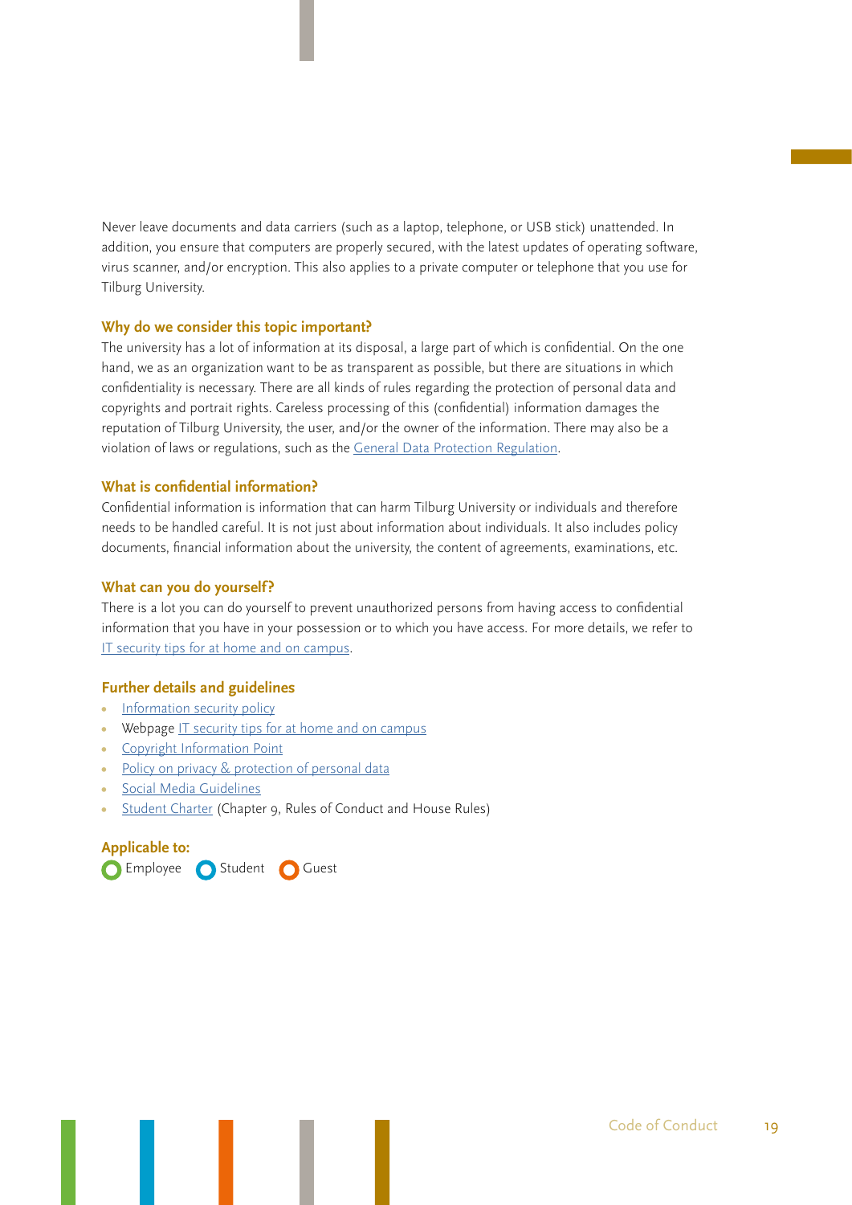Never leave documents and data carriers (such as a laptop, telephone, or USB stick) unattended. In addition, you ensure that computers are properly secured, with the latest updates of operating software, virus scanner, and/or encryption. This also applies to a private computer or telephone that you use for Tilburg University.

### Why do we consider this topic important?

The university has a lot of information at its disposal, a large part of which is confidential. On the one hand, we as an organization want to be as transparent as possible, but there are situations in which confidentiality is necessary. There are all kinds of rules regarding the protection of personal data and copyrights and portrait rights. Careless processing of this (confidential) information damages the reputation of Tilburg University, the user, and/or the owner of the information. There may also be a violation of laws or regulations, such as the General Data Protection Regulation.

### What is confidential information?

Confidential information is information that can harm Tilburg University or individuals and therefore needs to be handled careful. It is not just about information about individuals. It also includes policy documents, financial information about the university, the content of agreements, examinations, etc.

### What can you do yourself?

There is a lot you can do yourself to prevent unauthorized persons from having access to confidential information that you have in your possession or to which you have access. For more details, we refer to IT security tips for at home and on campus.

### Further details and guidelines

- Information security policy
- Webpage IT security tips for at home and on campus
- Copyright Information Point
- Policy on privacy & protection of personal data
- Social Media Guidelines
- Student Charter (Chapter 9, Rules of Conduct and House Rules)

### Applicable to:

Employee Student Guest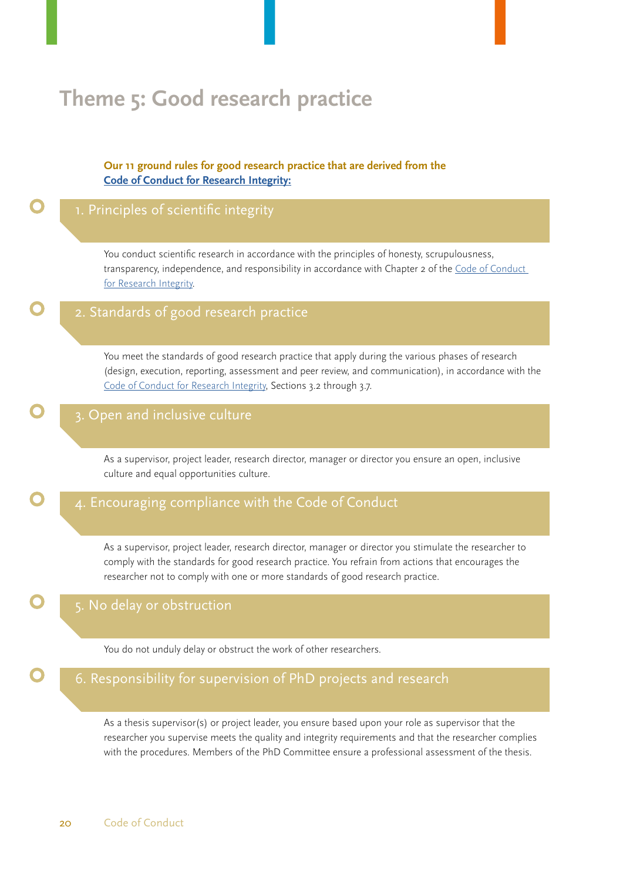# Theme 5: Good research practice

**Our 11 ground rules for good research practice that are derived from the Code of Conduct for Research Integrity:**

## 1. Principles of scientific integrity

You conduct scientific research in accordance with the principles of honesty, scrupulousness, transparency, independence, and responsibility in accordance with Chapter 2 of the Code of Conduct for Research Integrity.

## 2. Standards of good research practice

You meet the standards of good research practice that apply during the various phases of research (design, execution, reporting, assessment and peer review, and communication), in accordance with the Code of Conduct for Research Integrity, Sections 3.2 through 3.7.

## 3. Open and inclusive culture

As a supervisor, project leader, research director, manager or director you ensure an open, inclusive culture and equal opportunities culture.

## 4. Encouraging compliance with the Code of Conduct

As a supervisor, project leader, research director, manager or director you stimulate the researcher to comply with the standards for good research practice. You refrain from actions that encourages the researcher not to comply with one or more standards of good research practice.

## 5. No delay or obstruction

You do not unduly delay or obstruct the work of other researchers.

## 6. Responsibility for supervision of PhD projects and research

As a thesis supervisor(s) or project leader, you ensure based upon your role as supervisor that the researcher you supervise meets the quality and integrity requirements and that the researcher complies with the procedures. Members of the PhD Committee ensure a professional assessment of the thesis.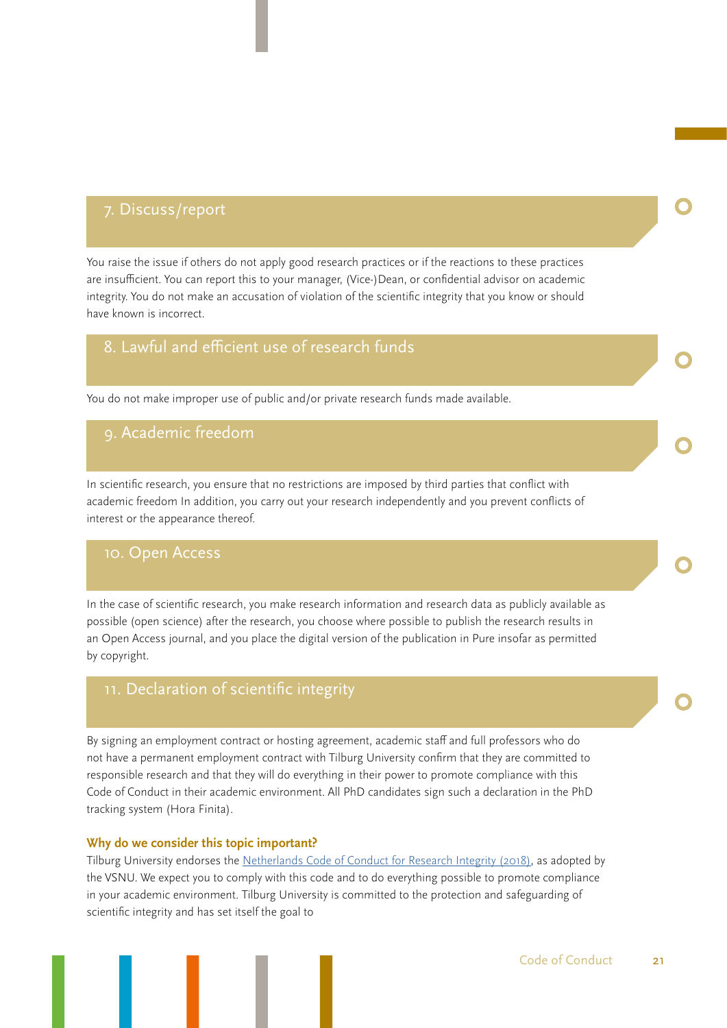## 7. Discuss/report

You raise the issue if others do not apply good research practices or if the reactions to these practices are insufficient. You can report this to your manager, (Vice-)Dean, or confidential advisor on academic integrity. You do not make an accusation of violation of the scientific integrity that you know or should have known is incorrect.

## 8. Lawful and efficient use of research funds

You do not make improper use of public and/or private research funds made available.

## 9. Academic freedom

In scientific research, you ensure that no restrictions are imposed by third parties that conflict with academic freedom In addition, you carry out your research independently and you prevent conflicts of interest or the appearance thereof.

## 10. Open Access

In the case of scientific research, you make research information and research data as publicly available as possible (open science) after the research, you choose where possible to publish the research results in an Open Access journal, and you place the digital version of the publication in Pure insofar as permitted by copyright.

## 11. Declaration of scientific integrity

By signing an employment contract or hosting agreement, academic staff and full professors who do not have a permanent employment contract with Tilburg University confirm that they are committed to responsible research and that they will do everything in their power to promote compliance with this Code of Conduct in their academic environment. All PhD candidates sign such a declaration in the PhD tracking system (Hora Finita).

**Why do we consider this topic important?**

Tilburg University endorses the Netherlands Code of Conduct for Research Integrity (2018), as adopted by the VSNU. We expect you to comply with this code and to do everything possible to promote compliance in your academic environment. Tilburg University is committed to the protection and safeguarding of scientific integrity and has set itself the goal to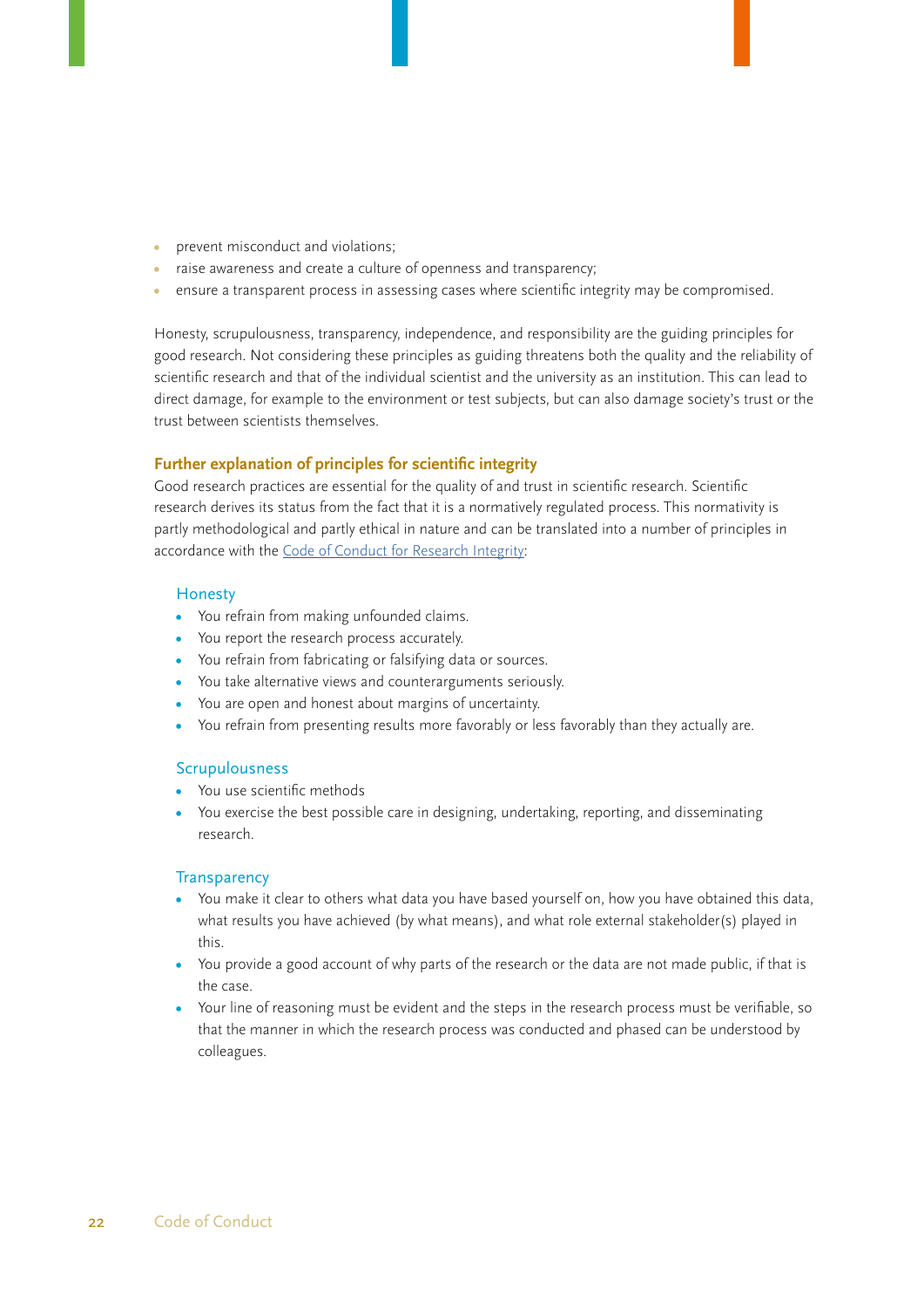- prevent misconduct and violations;
- raise awareness and create a culture of openness and transparency;
- ensure a transparent process in assessing cases where scientific integrity may be compromised.

Honesty, scrupulousness, transparency, independence, and responsibility are the guiding principles for good research. Not considering these principles as guiding threatens both the quality and the reliability of scientific research and that of the individual scientist and the university as an institution. This can lead to direct damage, for example to the environment or test subjects, but can also damage society's trust or the trust between scientists themselves.

### Further explanation of principles for scientific integrity

Good research practices are essential for the quality of and trust in scientific research. Scientific research derives its status from the fact that it is a normatively regulated process. This normativity is partly methodological and partly ethical in nature and can be translated into a number of principles in accordance with the Code of Conduct for Research Integrity:

#### Honesty

- You refrain from making unfounded claims.
- You report the research process accurately.
- You refrain from fabricating or falsifying data or sources.
- You take alternative views and counterarguments seriously.
- You are open and honest about margins of uncertainty.
- You refrain from presenting results more favorably or less favorably than they actually are.

#### Scrupulousness

- You use scientific methods
- You exercise the best possible care in designing, undertaking, reporting, and disseminating research.

#### Transparency

- You make it clear to others what data you have based yourself on, how you have obtained this data, what results you have achieved (by what means), and what role external stakeholder(s) played in this.
- You provide a good account of why parts of the research or the data are not made public, if that is the case.
- Your line of reasoning must be evident and the steps in the research process must be verifiable, so that the manner in which the research process was conducted and phased can be understood by colleagues.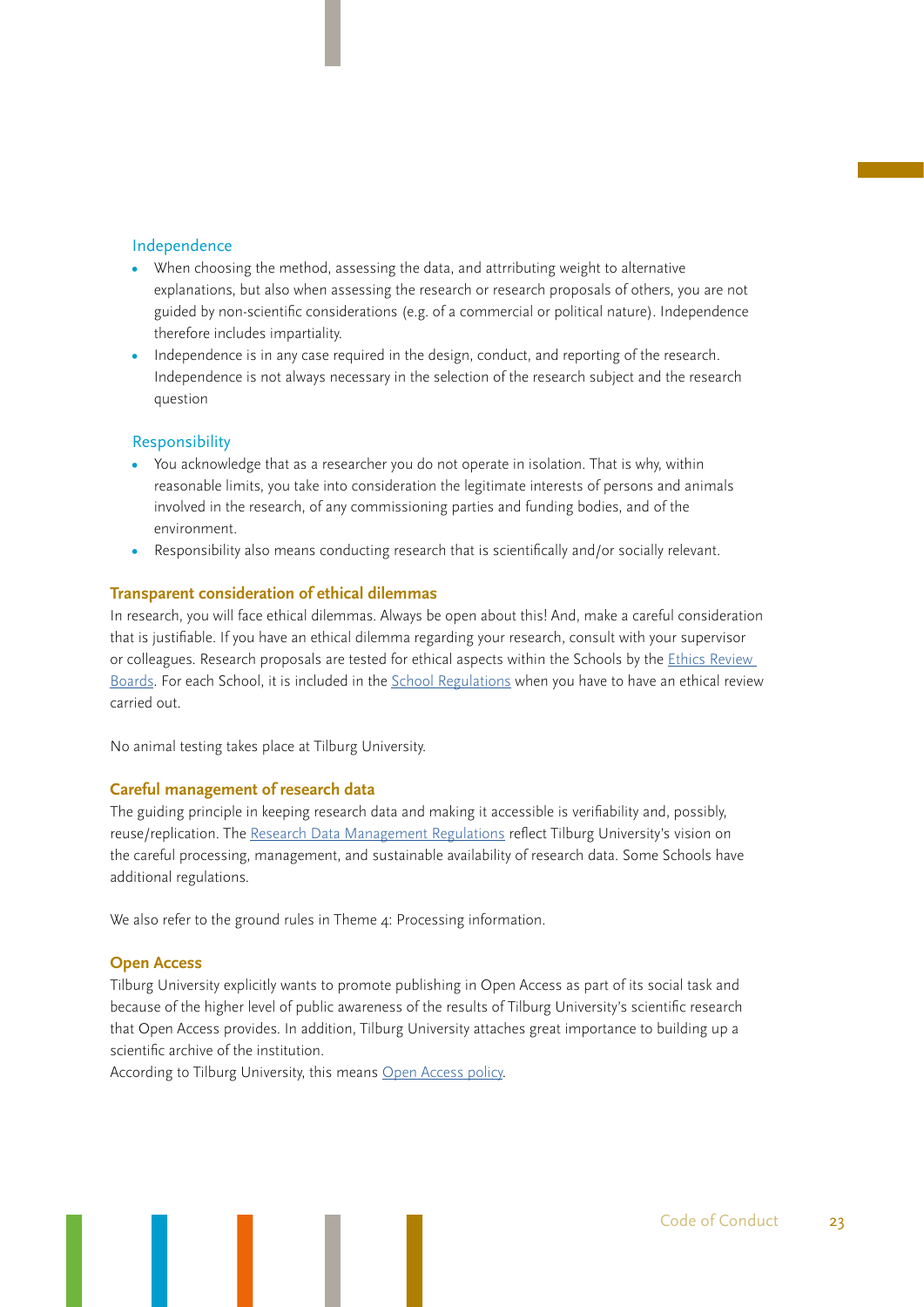### Independence

- When choosing the method, assessing the data, and attrributing weight to alternative explanations, but also when assessing the research or research proposals of others, you are not guided by non-scientific considerations (e.g. of a commercial or political nature). Independence therefore includes impartiality.
- Independence is in any case required in the design, conduct, and reporting of the research. Independence is not always necessary in the selection of the research subject and the research question

### Responsibility

- You acknowledge that as a researcher you do not operate in isolation. That is why, within reasonable limits, you take into consideration the legitimate interests of persons and animals involved in the research, of any commissioning parties and funding bodies, and of the environment.
- Responsibility also means conducting research that is scientifically and/or socially relevant.

## Transparent consideration of ethical dilemmas

In research, you will face ethical dilemmas. Always be open about this! And, make a careful consideration that is justifiable. If you have an ethical dilemma regarding your research, consult with your supervisor or colleagues. Research proposals are tested for ethical aspects within the Schools by the Ethics Review Boards. For each School, it is included in the School Regulations when you have to have an ethical review carried out.

No animal testing takes place at Tilburg University.

## Careful management of research data

The guiding principle in keeping research data and making it accessible is verifiability and, possibly, reuse/replication. The Research Data Management Regulations reflect Tilburg University's vision on the careful processing, management, and sustainable availability of research data. Some Schools have additional regulations.

We also refer to the ground rules in Theme 4: Processing information.

## Open Access

Tilburg University explicitly wants to promote publishing in Open Access as part of its social task and because of the higher level of public awareness of the results of Tilburg University's scientific research that Open Access provides. In addition, Tilburg University attaches great importance to building up a scientific archive of the institution.
According to Tilburg University, this means Open Access policy.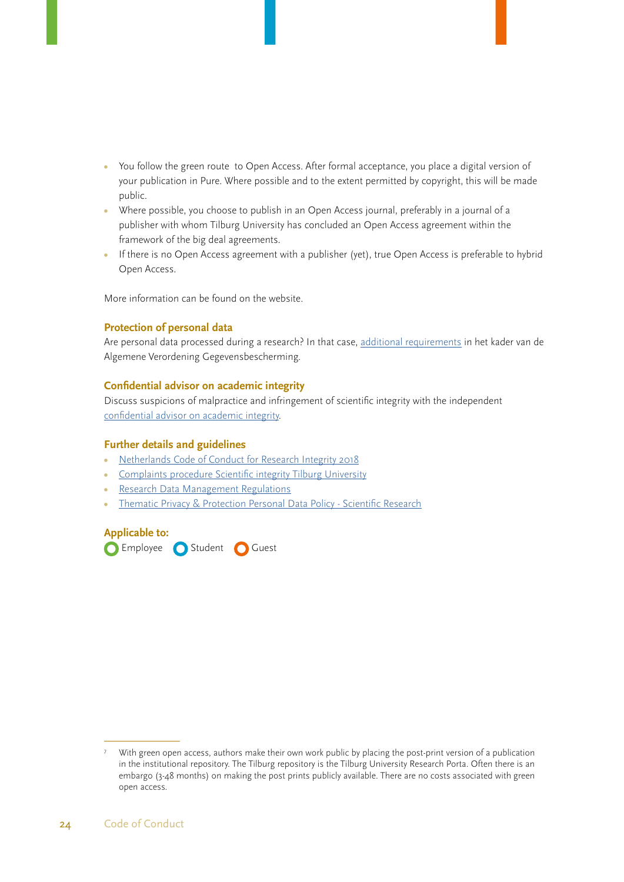- You follow the green route[7] to Open Access. After formal acceptance, you place a digital version of your publication in Pure. Where possible and to the extent permitted by copyright, this will be made public.
- Where possible, you choose to publish in an Open Access journal, preferably in a journal of a publisher with whom Tilburg University has concluded an Open Access agreement within the framework of the big deal agreements.
- If there is no Open Access agreement with a publisher (yet), true Open Access is preferable to hybrid Open Access.

More information can be found on the website.

### Protection of personal data

Are personal data processed during a research? In that case, additional requirements in het kader van de Algemene Verordening Gegevensbescherming.

### Confidential advisor on academic integrity

Discuss suspicions of malpractice and infringement of scientific integrity with the independent confidential advisor on academic integrity.

### Further details and guidelines

- Netherlands Code of Conduct for Research Integrity 2018
- Complaints procedure Scientific integrity Tilburg University
- Research Data Management Regulations
- Thematic Privacy & Protection Personal Data Policy - Scientific Research

### Applicable to:

Employee Student Guest

---

[7] With green open access, authors make their own work public by placing the post-print version of a publication in the institutional repository. The Tilburg repository is the Tilburg University Research Porta. Often there is an embargo (3-48 months) on making the post prints publicly available. There are no costs associated with green open access.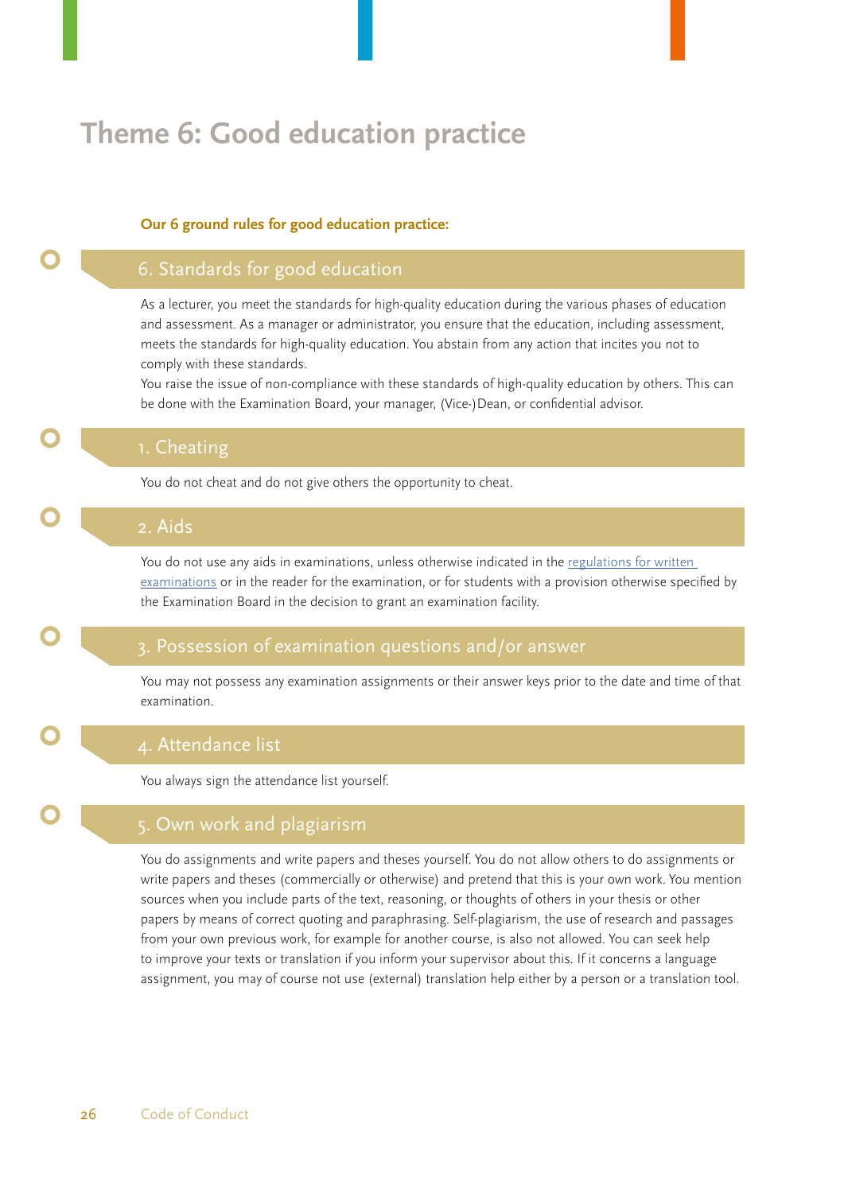# Theme 6: Good education practice

**Our 6 ground rules for good education practice:**

## 6. Standards for good education

As a lecturer, you meet the standards for high-quality education during the various phases of education and assessment. As a manager or administrator, you ensure that the education, including assessment, meets the standards for high-quality education. You abstain from any action that incites you not to comply with these standards.

You raise the issue of non-compliance with these standards of high-quality education by others. This can be done with the Examination Board, your manager, (Vice-)Dean, or confidential advisor.

## 1. Cheating

You do not cheat and do not give others the opportunity to cheat.

## 2. Aids

You do not use any aids in examinations, unless otherwise indicated in the regulations for written examinations or in the reader for the examination, or for students with a provision otherwise specified by the Examination Board in the decision to grant an examination facility.

## 3. Possession of examination questions and/or answer

You may not possess any examination assignments or their answer keys prior to the date and time of that examination.

## 4. Attendance list

You always sign the attendance list yourself.

## 5. Own work and plagiarism

You do assignments and write papers and theses yourself. You do not allow others to do assignments or write papers and theses (commercially or otherwise) and pretend that this is your own work. You mention sources when you include parts of the text, reasoning, or thoughts of others in your thesis or other papers by means of correct quoting and paraphrasing. Self-plagiarism, the use of research and passages from your own previous work, for example for another course, is also not allowed. You can seek help to improve your texts or translation if you inform your supervisor about this. If it concerns a language assignment, you may of course not use (external) translation help either by a person or a translation tool.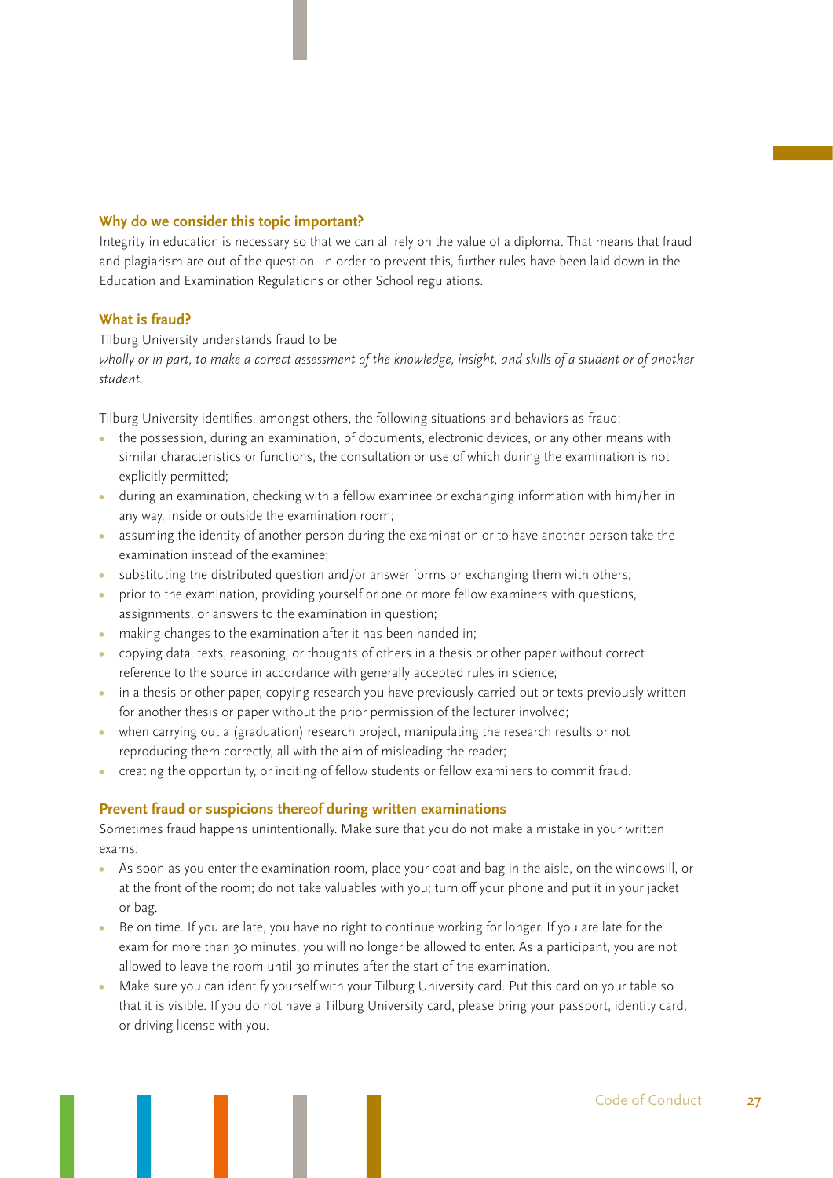### Why do we consider this topic important?

Integrity in education is necessary so that we can all rely on the value of a diploma. That means that fraud and plagiarism are out of the question. In order to prevent this, further rules have been laid down in the Education and Examination Regulations or other School regulations.

### What is fraud?

Tilburg University understands fraud to be
*wholly or in part, to make a correct assessment of the knowledge, insight, and skills of a student or of another student.*

Tilburg University identifies, amongst others, the following situations and behaviors as fraud:

- the possession, during an examination, of documents, electronic devices, or any other means with similar characteristics or functions, the consultation or use of which during the examination is not explicitly permitted;
- during an examination, checking with a fellow examinee or exchanging information with him/her in any way, inside or outside the examination room;
- assuming the identity of another person during the examination or to have another person take the examination instead of the examinee;
- substituting the distributed question and/or answer forms or exchanging them with others;
- prior to the examination, providing yourself or one or more fellow examiners with questions, assignments, or answers to the examination in question;
- making changes to the examination after it has been handed in;
- copying data, texts, reasoning, or thoughts of others in a thesis or other paper without correct reference to the source in accordance with generally accepted rules in science;
- in a thesis or other paper, copying research you have previously carried out or texts previously written for another thesis or paper without the prior permission of the lecturer involved;
- when carrying out a (graduation) research project, manipulating the research results or not reproducing them correctly, all with the aim of misleading the reader;
- creating the opportunity, or inciting of fellow students or fellow examiners to commit fraud.

### Prevent fraud or suspicions thereof during written examinations

Sometimes fraud happens unintentionally. Make sure that you do not make a mistake in your written exams:

- As soon as you enter the examination room, place your coat and bag in the aisle, on the windowsill, or at the front of the room; do not take valuables with you; turn off your phone and put it in your jacket or bag.
- Be on time. If you are late, you have no right to continue working for longer. If you are late for the exam for more than 30 minutes, you will no longer be allowed to enter. As a participant, you are not allowed to leave the room until 30 minutes after the start of the examination.
- Make sure you can identify yourself with your Tilburg University card. Put this card on your table so that it is visible. If you do not have a Tilburg University card, please bring your passport, identity card, or driving license with you.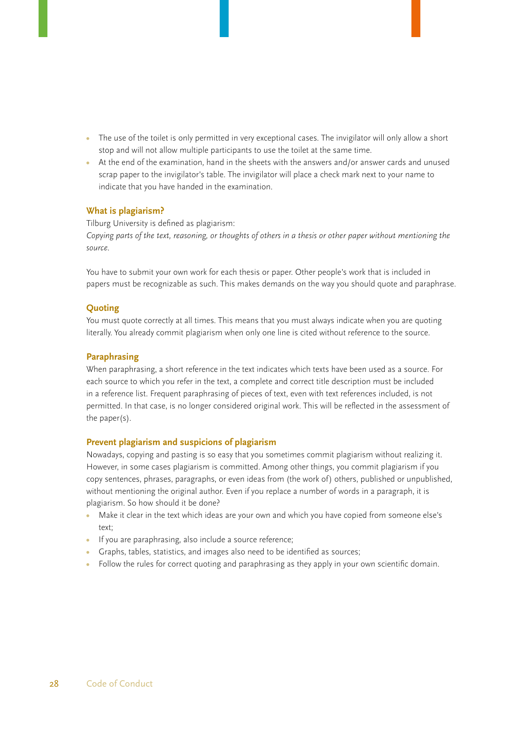- The use of the toilet is only permitted in very exceptional cases. The invigilator will only allow a short stop and will not allow multiple participants to use the toilet at the same time.
- At the end of the examination, hand in the sheets with the answers and/or answer cards and unused scrap paper to the invigilator's table. The invigilator will place a check mark next to your name to indicate that you have handed in the examination.

### What is plagiarism?

Tilburg University is defined as plagiarism:
*Copying parts of the text, reasoning, or thoughts of others in a thesis or other paper without mentioning the source.*

You have to submit your own work for each thesis or paper. Other people's work that is included in papers must be recognizable as such. This makes demands on the way you should quote and paraphrase.

### Quoting

You must quote correctly at all times. This means that you must always indicate when you are quoting literally. You already commit plagiarism when only one line is cited without reference to the source.

### Paraphrasing

When paraphrasing, a short reference in the text indicates which texts have been used as a source. For each source to which you refer in the text, a complete and correct title description must be included in a reference list. Frequent paraphrasing of pieces of text, even with text references included, is not permitted. In that case, is no longer considered original work. This will be reflected in the assessment of the paper(s).

### Prevent plagiarism and suspicions of plagiarism

Nowadays, copying and pasting is so easy that you sometimes commit plagiarism without realizing it. However, in some cases plagiarism is committed. Among other things, you commit plagiarism if you copy sentences, phrases, paragraphs, or even ideas from (the work of) others, published or unpublished, without mentioning the original author. Even if you replace a number of words in a paragraph, it is plagiarism. So how should it be done?

- Make it clear in the text which ideas are your own and which you have copied from someone else's text;
- If you are paraphrasing, also include a source reference;
- Graphs, tables, statistics, and images also need to be identified as sources;
- Follow the rules for correct quoting and paraphrasing as they apply in your own scientific domain.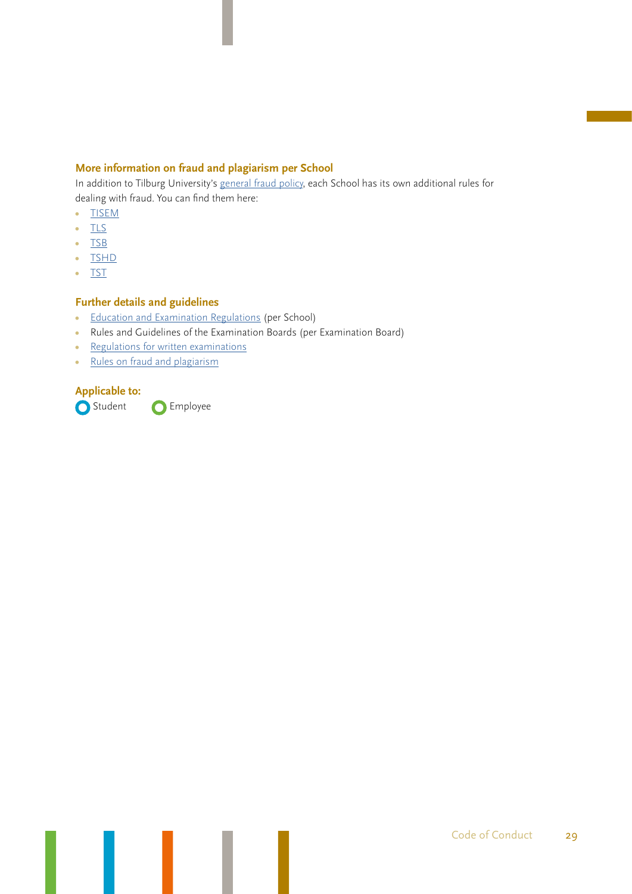### More information on fraud and plagiarism per School

In addition to Tilburg University's general fraud policy, each School has its own additional rules for dealing with fraud. You can find them here:

- TISEM
- TLS
- TSB
- TSHD
- TST

### Further details and guidelines

- Education and Examination Regulations (per School)
- Rules and Guidelines of the Examination Boards (per Examination Board)
- Regulations for written examinations
- Rules on fraud and plagiarism

### Applicable to:

Student Employee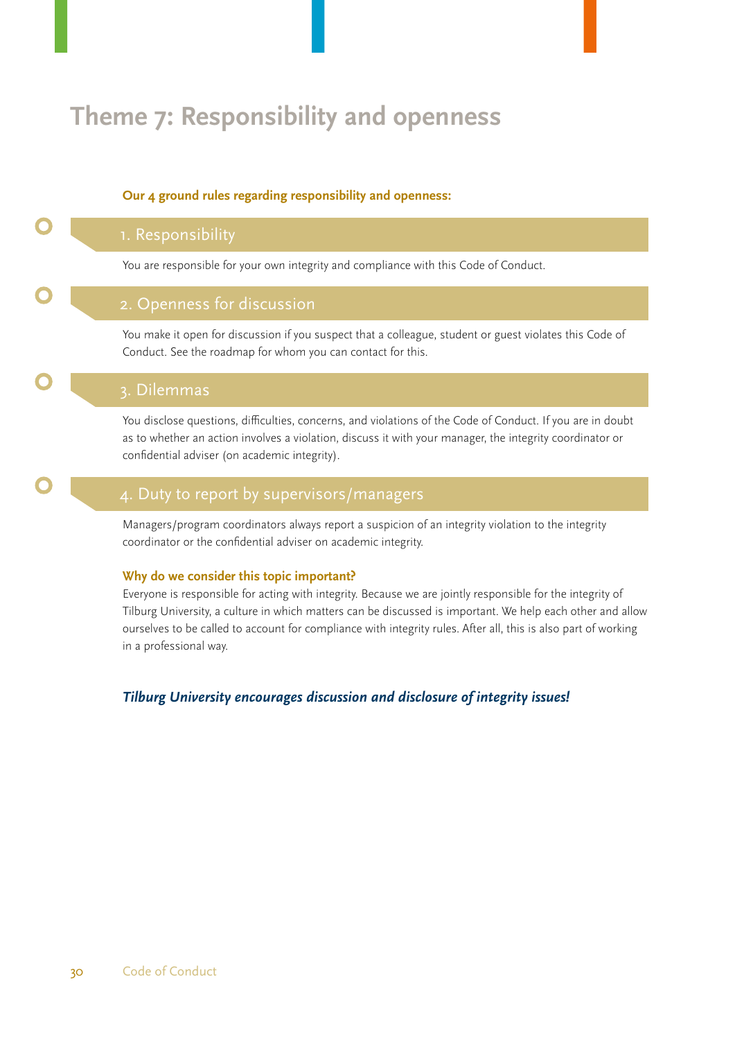# Theme 7: Responsibility and openness

**Our 4 ground rules regarding responsibility and openness:**

### 1. Responsibility

You are responsible for your own integrity and compliance with this Code of Conduct.

### 2. Openness for discussion

You make it open for discussion if you suspect that a colleague, student or guest violates this Code of Conduct. See the roadmap for whom you can contact for this.

### 3. Dilemmas

You disclose questions, difficulties, concerns, and violations of the Code of Conduct. If you are in doubt as to whether an action involves a violation, discuss it with your manager, the integrity coordinator or confidential adviser (on academic integrity).

### 4. Duty to report by supervisors/managers

Managers/program coordinators always report a suspicion of an integrity violation to the integrity coordinator or the confidential adviser on academic integrity.

**Why do we consider this topic important?**

Everyone is responsible for acting with integrity. Because we are jointly responsible for the integrity of Tilburg University, a culture in which matters can be discussed is important. We help each other and allow ourselves to be called to account for compliance with integrity rules. After all, this is also part of working in a professional way.

***Tilburg University encourages discussion and disclosure of integrity issues!***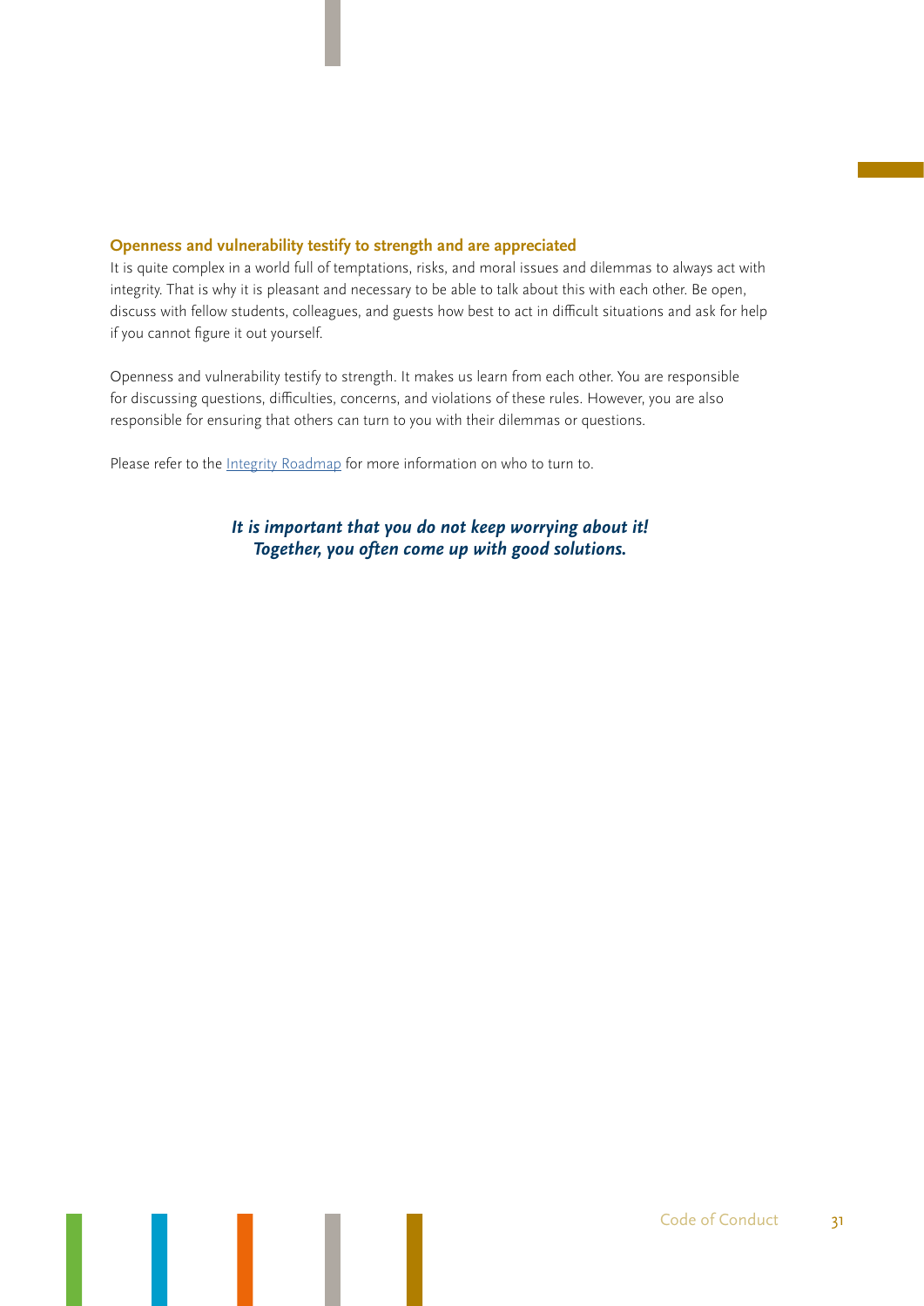### Openness and vulnerability testify to strength and are appreciated

It is quite complex in a world full of temptations, risks, and moral issues and dilemmas to always act with integrity. That is why it is pleasant and necessary to be able to talk about this with each other. Be open, discuss with fellow students, colleagues, and guests how best to act in difficult situations and ask for help if you cannot figure it out yourself.

Openness and vulnerability testify to strength. It makes us learn from each other. You are responsible for discussing questions, difficulties, concerns, and violations of these rules. However, you are also responsible for ensuring that others can turn to you with their dilemmas or questions.

Please refer to the Integrity Roadmap for more information on who to turn to.

***It is important that you do not keep worrying about it! Together, you often come up with good solutions.***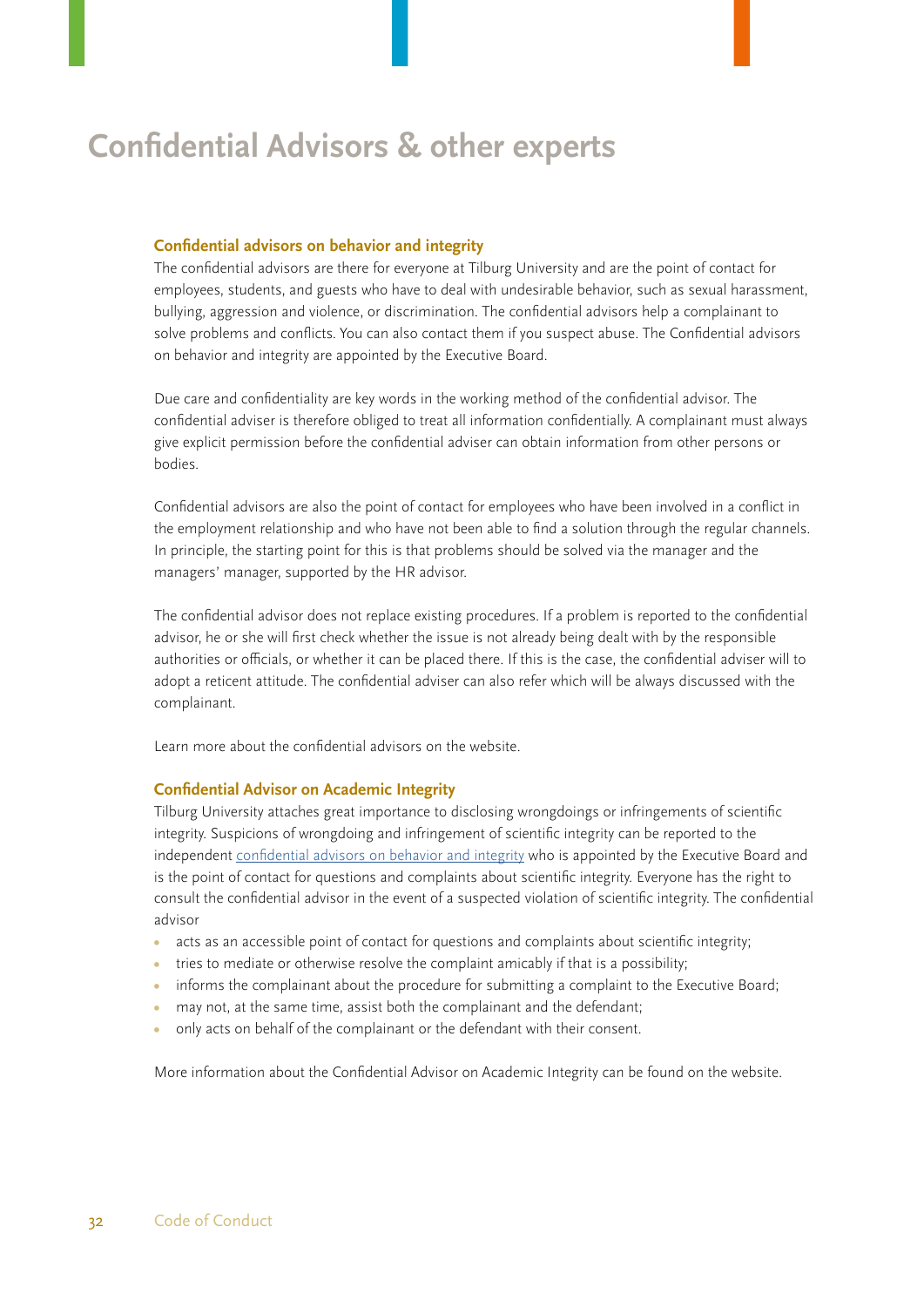# Confidential Advisors & other experts

### Confidential advisors on behavior and integrity

The confidential advisors are there for everyone at Tilburg University and are the point of contact for employees, students, and guests who have to deal with undesirable behavior, such as sexual harassment, bullying, aggression and violence, or discrimination. The confidential advisors help a complainant to solve problems and conflicts. You can also contact them if you suspect abuse. The Confidential advisors on behavior and integrity are appointed by the Executive Board.

Due care and confidentiality are key words in the working method of the confidential advisor. The confidential adviser is therefore obliged to treat all information confidentially. A complainant must always give explicit permission before the confidential adviser can obtain information from other persons or bodies.

Confidential advisors are also the point of contact for employees who have been involved in a conflict in the employment relationship and who have not been able to find a solution through the regular channels. In principle, the starting point for this is that problems should be solved via the manager and the managers' manager, supported by the HR advisor.

The confidential advisor does not replace existing procedures. If a problem is reported to the confidential advisor, he or she will first check whether the issue is not already being dealt with by the responsible authorities or officials, or whether it can be placed there. If this is the case, the confidential adviser will to adopt a reticent attitude. The confidential adviser can also refer which will be always discussed with the complainant.

Learn more about the confidential advisors on the website.

### Confidential Advisor on Academic Integrity

Tilburg University attaches great importance to disclosing wrongdoings or infringements of scientific integrity. Suspicions of wrongdoing and infringement of scientific integrity can be reported to the independent confidential advisors on behavior and integrity who is appointed by the Executive Board and is the point of contact for questions and complaints about scientific integrity. Everyone has the right to consult the confidential advisor in the event of a suspected violation of scientific integrity. The confidential advisor

- acts as an accessible point of contact for questions and complaints about scientific integrity;
- tries to mediate or otherwise resolve the complaint amicably if that is a possibility;
- informs the complainant about the procedure for submitting a complaint to the Executive Board;
- may not, at the same time, assist both the complainant and the defendant;
- only acts on behalf of the complainant or the defendant with their consent.

More information about the Confidential Advisor on Academic Integrity can be found on the website.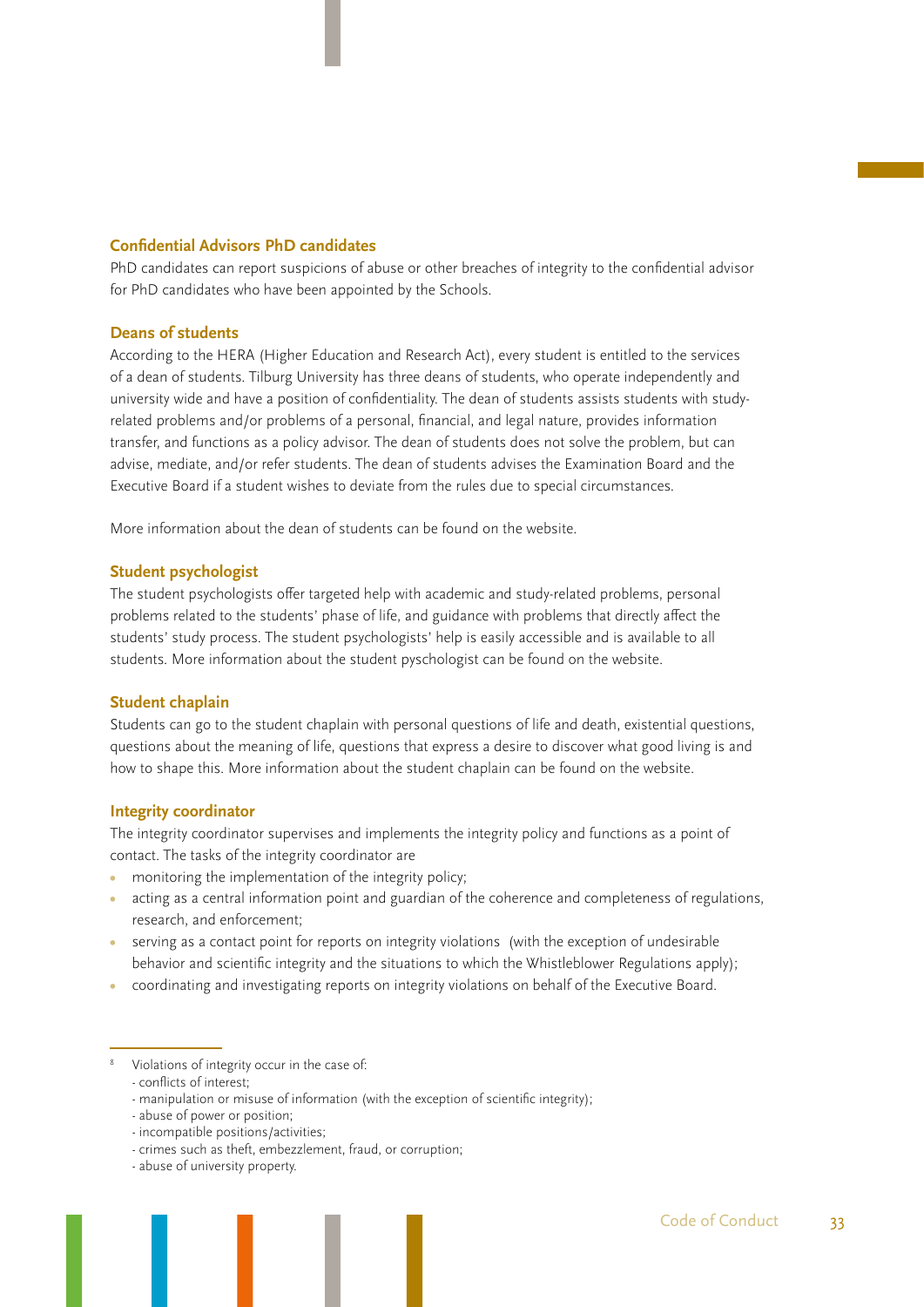### Confidential Advisors PhD candidates

PhD candidates can report suspicions of abuse or other breaches of integrity to the confidential advisor for PhD candidates who have been appointed by the Schools.

### Deans of students

According to the HERA (Higher Education and Research Act), every student is entitled to the services of a dean of students. Tilburg University has three deans of students, who operate independently and university wide and have a position of confidentiality. The dean of students assists students with study-related problems and/or problems of a personal, financial, and legal nature, provides information transfer, and functions as a policy advisor. The dean of students does not solve the problem, but can advise, mediate, and/or refer students. The dean of students advises the Examination Board and the Executive Board if a student wishes to deviate from the rules due to special circumstances.

More information about the dean of students can be found on the website.

### Student psychologist

The student psychologists offer targeted help with academic and study-related problems, personal problems related to the students' phase of life, and guidance with problems that directly affect the students' study process. The student psychologists' help is easily accessible and is available to all students. More information about the student pyschologist can be found on the website.

### Student chaplain

Students can go to the student chaplain with personal questions of life and death, existential questions, questions about the meaning of life, questions that express a desire to discover what good living is and how to shape this. More information about the student chaplain can be found on the website.

### Integrity coordinator

The integrity coordinator supervises and implements the integrity policy and functions as a point of contact. The tasks of the integrity coordinator are

- monitoring the implementation of the integrity policy;
- acting as a central information point and guardian of the coherence and completeness of regulations, research, and enforcement;
- serving as a contact point for reports on integrity violations (with the exception of undesirable behavior and scientific integrity and the situations to which the Whistleblower Regulations apply);
- coordinating and investigating reports on integrity violations on behalf of the Executive Board.

---

[8] Violations of integrity occur in the case of:
- conflicts of interest;
- manipulation or misuse of information (with the exception of scientific integrity);
- abuse of power or position;
- incompatible positions/activities;
- crimes such as theft, embezzlement, fraud, or corruption;
- abuse of university property.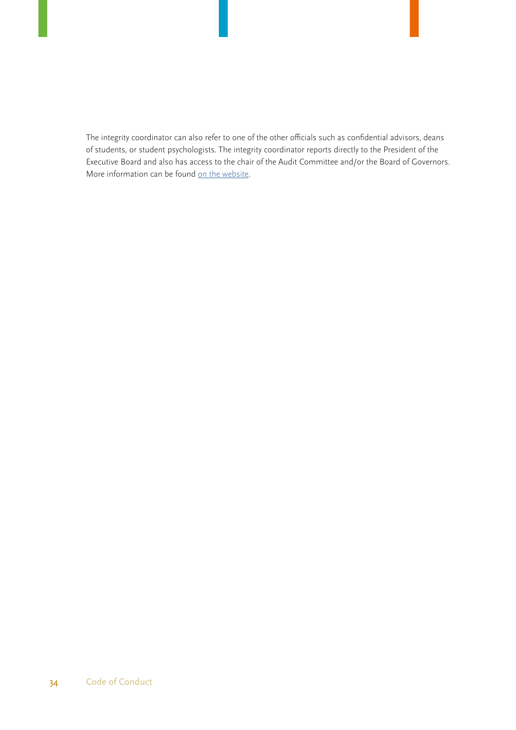The integrity coordinator can also refer to one of the other officials such as confidential advisors, deans of students, or student psychologists. The integrity coordinator reports directly to the President of the Executive Board and also has access to the chair of the Audit Committee and/or the Board of Governors. More information can be found on the website.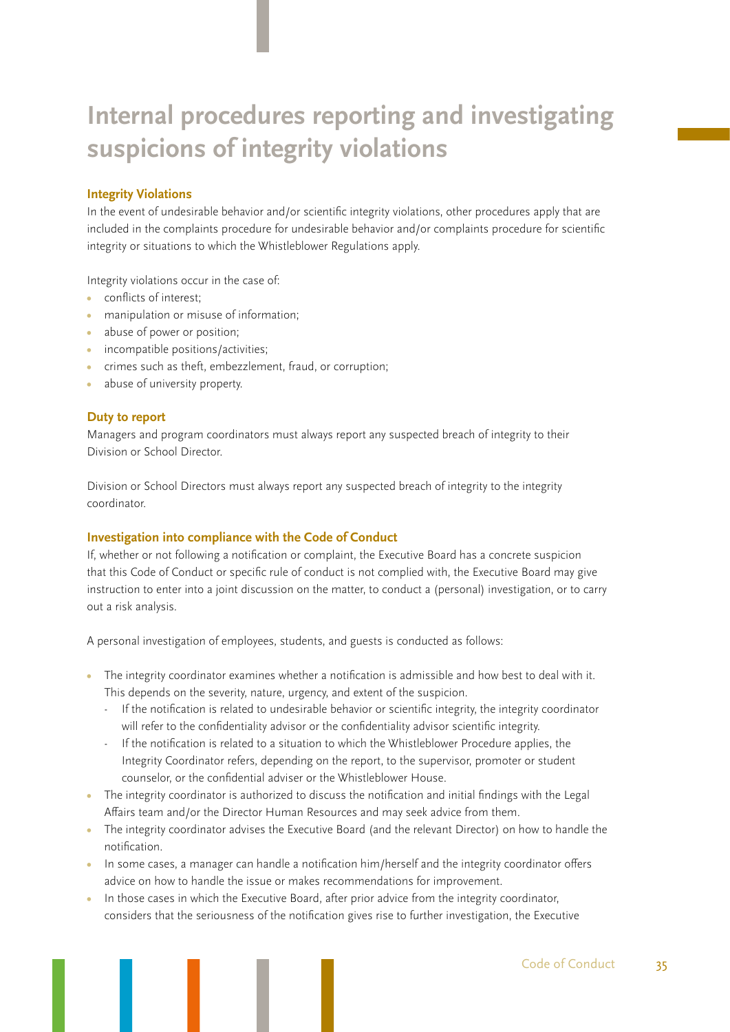# Internal procedures reporting and investigating suspicions of integrity violations

### Integrity Violations

In the event of undesirable behavior and/or scientific integrity violations, other procedures apply that are included in the complaints procedure for undesirable behavior and/or complaints procedure for scientific integrity or situations to which the Whistleblower Regulations apply.

Integrity violations occur in the case of:

- conflicts of interest;
- manipulation or misuse of information;
- abuse of power or position;
- incompatible positions/activities;
- crimes such as theft, embezzlement, fraud, or corruption;
- abuse of university property.

### Duty to report

Managers and program coordinators must always report any suspected breach of integrity to their Division or School Director.

Division or School Directors must always report any suspected breach of integrity to the integrity coordinator.

### Investigation into compliance with the Code of Conduct

If, whether or not following a notification or complaint, the Executive Board has a concrete suspicion that this Code of Conduct or specific rule of conduct is not complied with, the Executive Board may give instruction to enter into a joint discussion on the matter, to conduct a (personal) investigation, or to carry out a risk analysis.

A personal investigation of employees, students, and guests is conducted as follows:

- The integrity coordinator examines whether a notification is admissible and how best to deal with it. This depends on the severity, nature, urgency, and extent of the suspicion.
  - If the notification is related to undesirable behavior or scientific integrity, the integrity coordinator will refer to the confidentiality advisor or the confidentiality advisor scientific integrity.
  - If the notification is related to a situation to which the Whistleblower Procedure applies, the Integrity Coordinator refers, depending on the report, to the supervisor, promoter or student counselor, or the confidential adviser or the Whistleblower House.
- The integrity coordinator is authorized to discuss the notification and initial findings with the Legal Affairs team and/or the Director Human Resources and may seek advice from them.
- The integrity coordinator advises the Executive Board (and the relevant Director) on how to handle the notification.
- In some cases, a manager can handle a notification him/herself and the integrity coordinator offers advice on how to handle the issue or makes recommendations for improvement.
- In those cases in which the Executive Board, after prior advice from the integrity coordinator, considers that the seriousness of the notification gives rise to further investigation, the Executive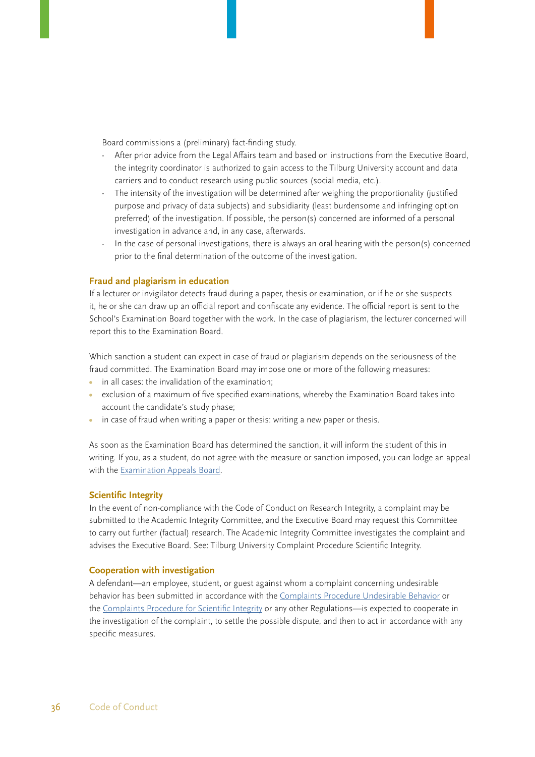Board commissions a (preliminary) fact-finding study.

- After prior advice from the Legal Affairs team and based on instructions from the Executive Board, the integrity coordinator is authorized to gain access to the Tilburg University account and data carriers and to conduct research using public sources (social media, etc.).
- The intensity of the investigation will be determined after weighing the proportionality (justified purpose and privacy of data subjects) and subsidiarity (least burdensome and infringing option preferred) of the investigation. If possible, the person(s) concerned are informed of a personal investigation in advance and, in any case, afterwards.
- In the case of personal investigations, there is always an oral hearing with the person(s) concerned prior to the final determination of the outcome of the investigation.

### Fraud and plagiarism in education

If a lecturer or invigilator detects fraud during a paper, thesis or examination, or if he or she suspects it, he or she can draw up an official report and confiscate any evidence. The official report is sent to the School's Examination Board together with the work. In the case of plagiarism, the lecturer concerned will report this to the Examination Board.

Which sanction a student can expect in case of fraud or plagiarism depends on the seriousness of the fraud committed. The Examination Board may impose one or more of the following measures:

- in all cases: the invalidation of the examination;
- exclusion of a maximum of five specified examinations, whereby the Examination Board takes into account the candidate's study phase;
- in case of fraud when writing a paper or thesis: writing a new paper or thesis.

As soon as the Examination Board has determined the sanction, it will inform the student of this in writing. If you, as a student, do not agree with the measure or sanction imposed, you can lodge an appeal with the Examination Appeals Board.

### Scientific Integrity

In the event of non-compliance with the Code of Conduct on Research Integrity, a complaint may be submitted to the Academic Integrity Committee, and the Executive Board may request this Committee to carry out further (factual) research. The Academic Integrity Committee investigates the complaint and advises the Executive Board. See: Tilburg University Complaint Procedure Scientific Integrity.

### Cooperation with investigation

A defendant—an employee, student, or guest against whom a complaint concerning undesirable behavior has been submitted in accordance with the Complaints Procedure Undesirable Behavior or the Complaints Procedure for Scientific Integrity or any other Regulations—is expected to cooperate in the investigation of the complaint, to settle the possible dispute, and then to act in accordance with any specific measures.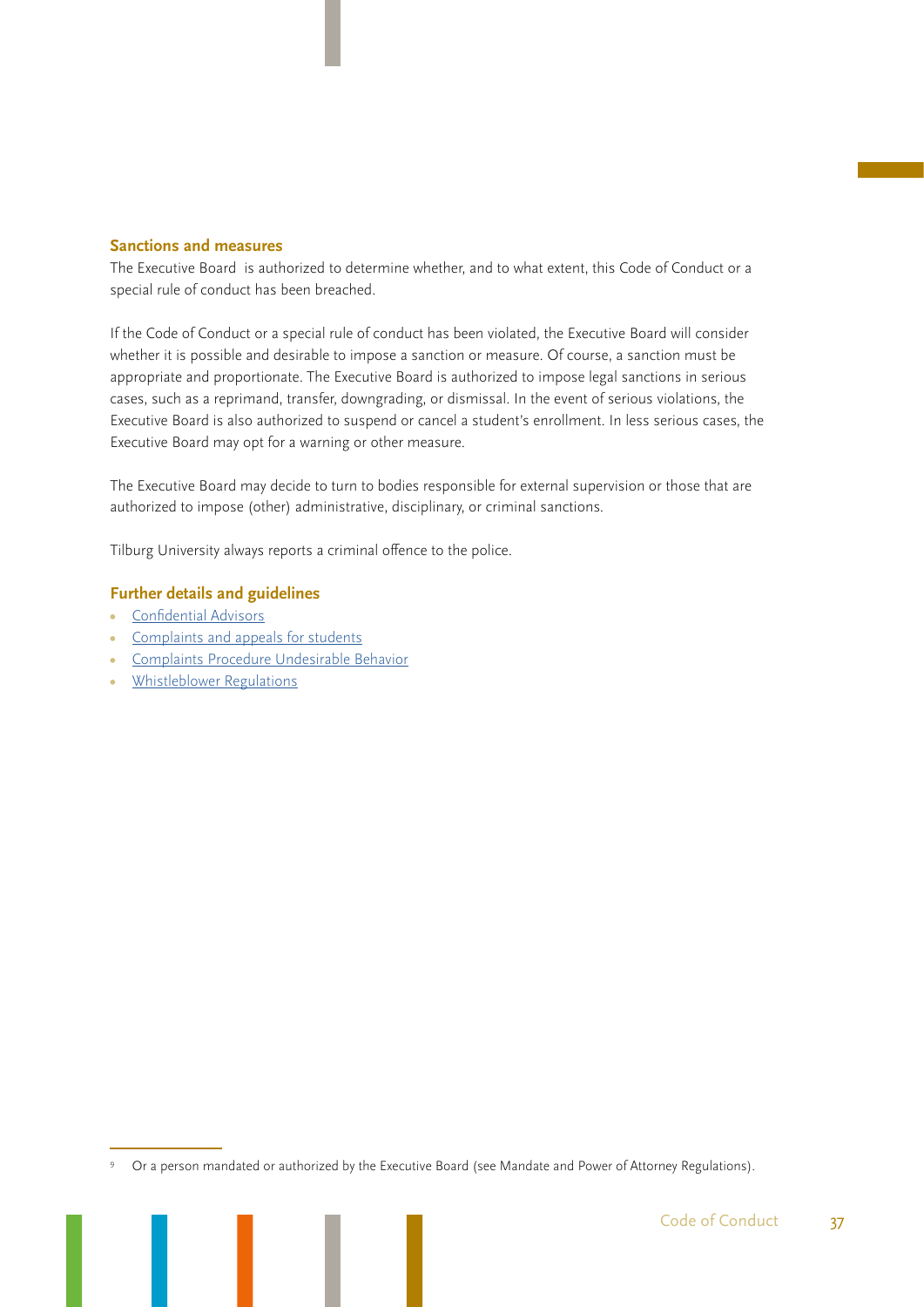## Sanctions and measures

The Executive Board is authorized to determine whether, and to what extent, this Code of Conduct or a special rule of conduct has been breached.

If the Code of Conduct or a special rule of conduct has been violated, the Executive Board will consider whether it is possible and desirable to impose a sanction or measure. Of course, a sanction must be appropriate and proportionate. The Executive Board is authorized to impose legal sanctions in serious cases, such as a reprimand, transfer, downgrading, or dismissal. In the event of serious violations, the Executive Board is also authorized to suspend or cancel a student's enrollment. In less serious cases, the Executive Board may opt for a warning or other measure.

The Executive Board may decide to turn to bodies responsible for external supervision or those that are authorized to impose (other) administrative, disciplinary, or criminal sanctions.

Tilburg University always reports a criminal offence to the police.

## Further details and guidelines

- Confidential Advisors
- Complaints and appeals for students
- Complaints Procedure Undesirable Behavior
- Whistleblower Regulations

---

[9] Or a person mandated or authorized by the Executive Board (see Mandate and Power of Attorney Regulations).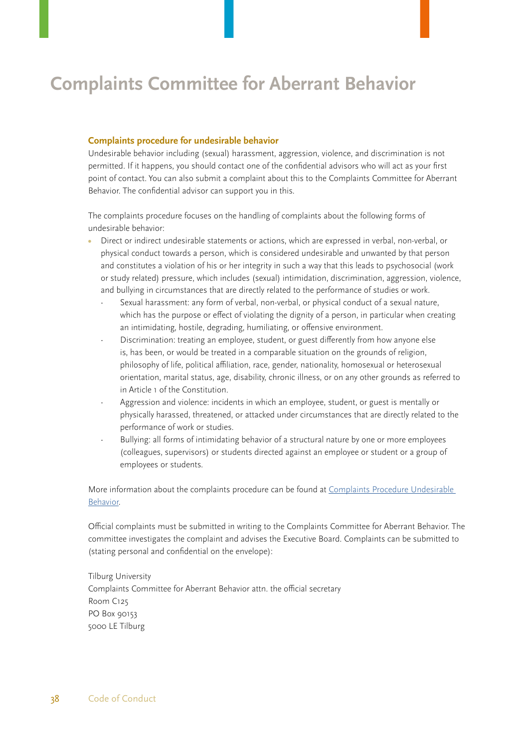# Complaints Committee for Aberrant Behavior

### Complaints procedure for undesirable behavior

Undesirable behavior including (sexual) harassment, aggression, violence, and discrimination is not permitted. If it happens, you should contact one of the confidential advisors who will act as your first point of contact. You can also submit a complaint about this to the Complaints Committee for Aberrant Behavior. The confidential advisor can support you in this.

The complaints procedure focuses on the handling of complaints about the following forms of undesirable behavior:

- Direct or indirect undesirable statements or actions, which are expressed in verbal, non-verbal, or physical conduct towards a person, which is considered undesirable and unwanted by that person and constitutes a violation of his or her integrity in such a way that this leads to psychosocial (work or study related) pressure, which includes (sexual) intimidation, discrimination, aggression, violence, and bullying in circumstances that are directly related to the performance of studies or work.
  - Sexual harassment: any form of verbal, non-verbal, or physical conduct of a sexual nature, which has the purpose or effect of violating the dignity of a person, in particular when creating an intimidating, hostile, degrading, humiliating, or offensive environment.
  - Discrimination: treating an employee, student, or guest differently from how anyone else is, has been, or would be treated in a comparable situation on the grounds of religion, philosophy of life, political affiliation, race, gender, nationality, homosexual or heterosexual orientation, marital status, age, disability, chronic illness, or on any other grounds as referred to in Article 1 of the Constitution.
  - Aggression and violence: incidents in which an employee, student, or guest is mentally or physically harassed, threatened, or attacked under circumstances that are directly related to the performance of work or studies.
  - Bullying: all forms of intimidating behavior of a structural nature by one or more employees (colleagues, supervisors) or students directed against an employee or student or a group of employees or students.

More information about the complaints procedure can be found at Complaints Procedure Undesirable Behavior.

Official complaints must be submitted in writing to the Complaints Committee for Aberrant Behavior. The committee investigates the complaint and advises the Executive Board. Complaints can be submitted to (stating personal and confidential on the envelope):

Tilburg University
Complaints Committee for Aberrant Behavior attn. the official secretary
Room C125
PO Box 90153
5000 LE Tilburg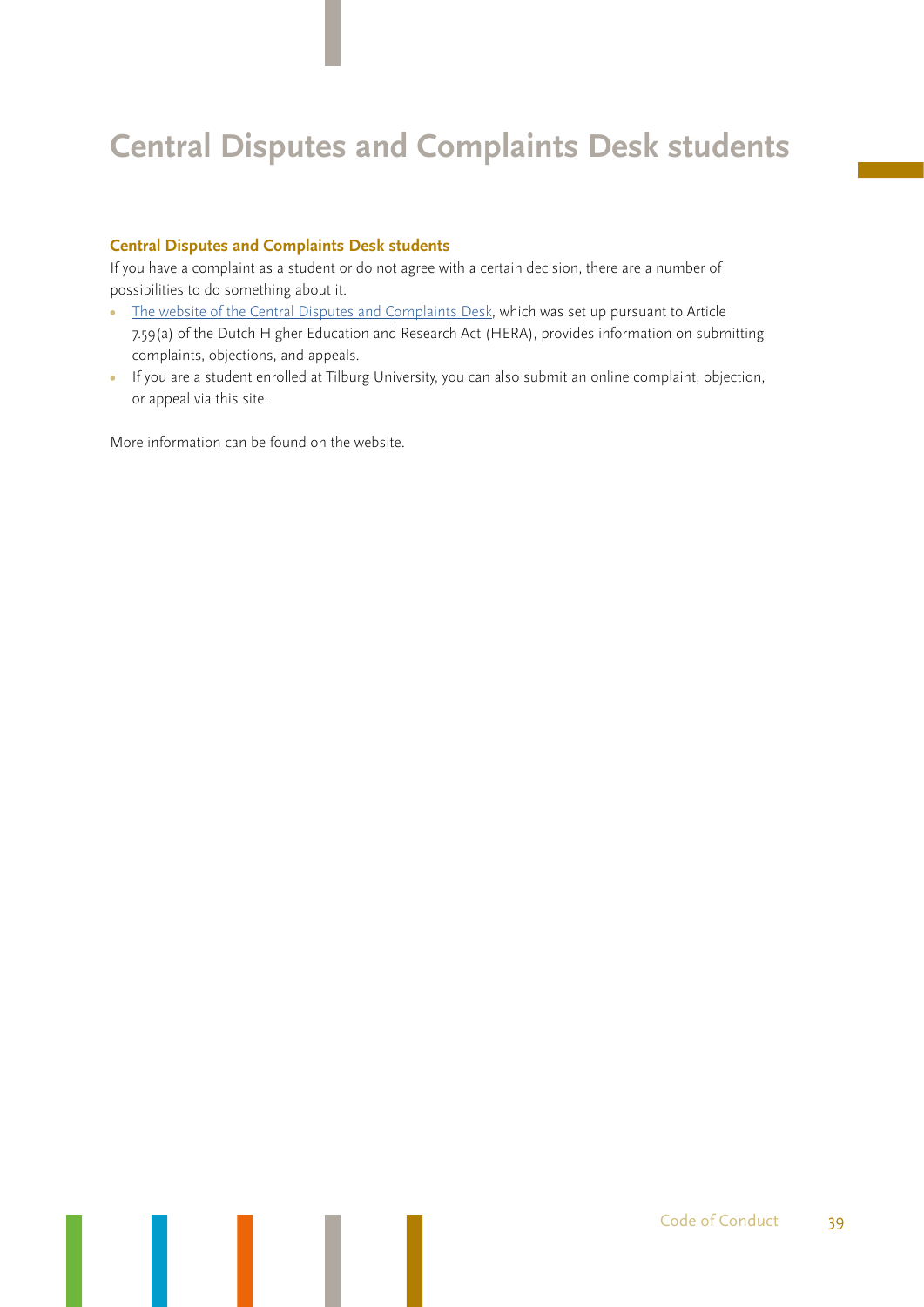# Central Disputes and Complaints Desk students

### Central Disputes and Complaints Desk students

If you have a complaint as a student or do not agree with a certain decision, there are a number of possibilities to do something about it.

- The website of the Central Disputes and Complaints Desk, which was set up pursuant to Article 7.59(a) of the Dutch Higher Education and Research Act (HERA), provides information on submitting complaints, objections, and appeals.
- If you are a student enrolled at Tilburg University, you can also submit an online complaint, objection, or appeal via this site.

More information can be found on the website.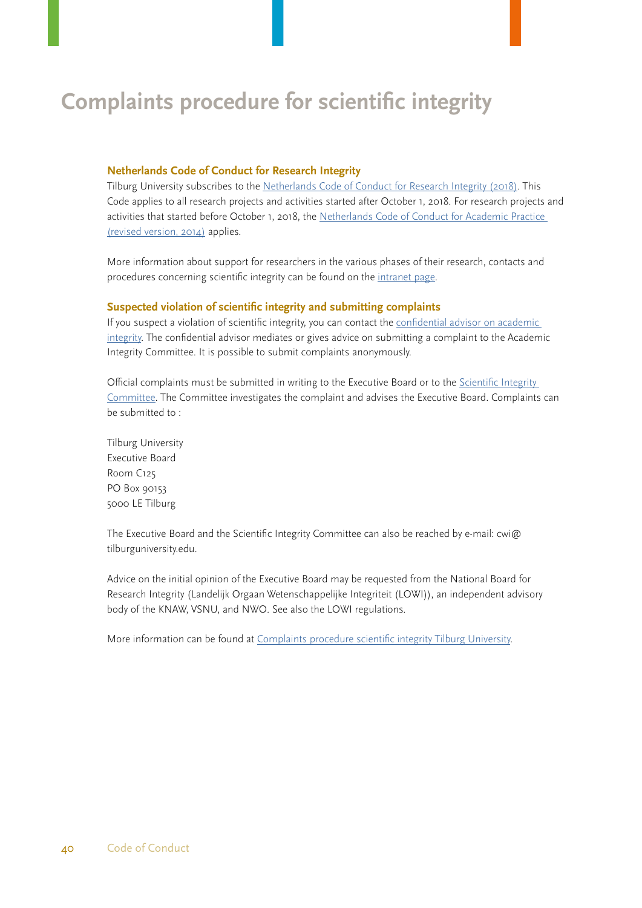# Complaints procedure for scientific integrity

### Netherlands Code of Conduct for Research Integrity

Tilburg University subscribes to the Netherlands Code of Conduct for Research Integrity (2018). This Code applies to all research projects and activities started after October 1, 2018. For research projects and activities that started before October 1, 2018, the Netherlands Code of Conduct for Academic Practice (revised version, 2014) applies.

More information about support for researchers in the various phases of their research, contacts and procedures concerning scientific integrity can be found on the intranet page.

### Suspected violation of scientific integrity and submitting complaints

If you suspect a violation of scientific integrity, you can contact the confidential advisor on academic integrity. The confidential advisor mediates or gives advice on submitting a complaint to the Academic Integrity Committee. It is possible to submit complaints anonymously.

Official complaints must be submitted in writing to the Executive Board or to the Scientific Integrity Committee. The Committee investigates the complaint and advises the Executive Board. Complaints can be submitted to :

Tilburg University  
Executive Board  
Room C125  
PO Box 90153  
5000 LE Tilburg

The Executive Board and the Scientific Integrity Committee can also be reached by e-mail: cwi@tilburguniversity.edu.

Advice on the initial opinion of the Executive Board may be requested from the National Board for Research Integrity (Landelijk Orgaan Wetenschappelijke Integriteit (LOWI)), an independent advisory body of the KNAW, VSNU, and NWO. See also the LOWI regulations.

More information can be found at Complaints procedure scientific integrity Tilburg University.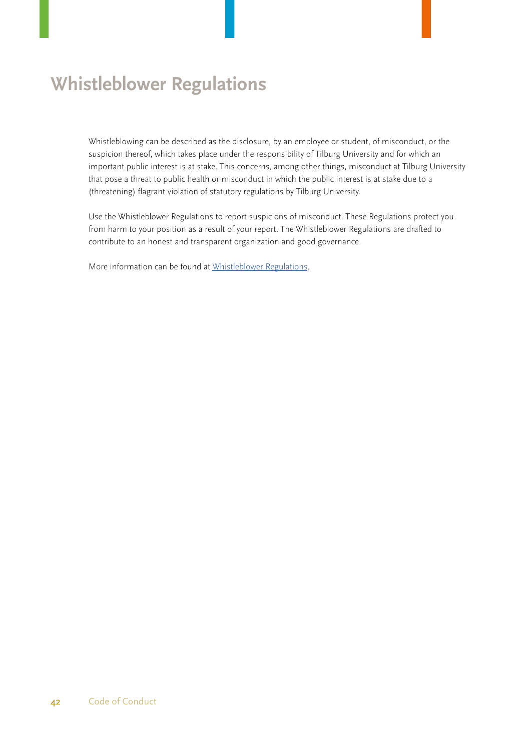# Whistleblower Regulations

Whistleblowing can be described as the disclosure, by an employee or student, of misconduct, or the suspicion thereof, which takes place under the responsibility of Tilburg University and for which an important public interest is at stake. This concerns, among other things, misconduct at Tilburg University that pose a threat to public health or misconduct in which the public interest is at stake due to a (threatening) flagrant violation of statutory regulations by Tilburg University.

Use the Whistleblower Regulations to report suspicions of misconduct. These Regulations protect you from harm to your position as a result of your report. The Whistleblower Regulations are drafted to contribute to an honest and transparent organization and good governance.

More information can be found at Whistleblower Regulations.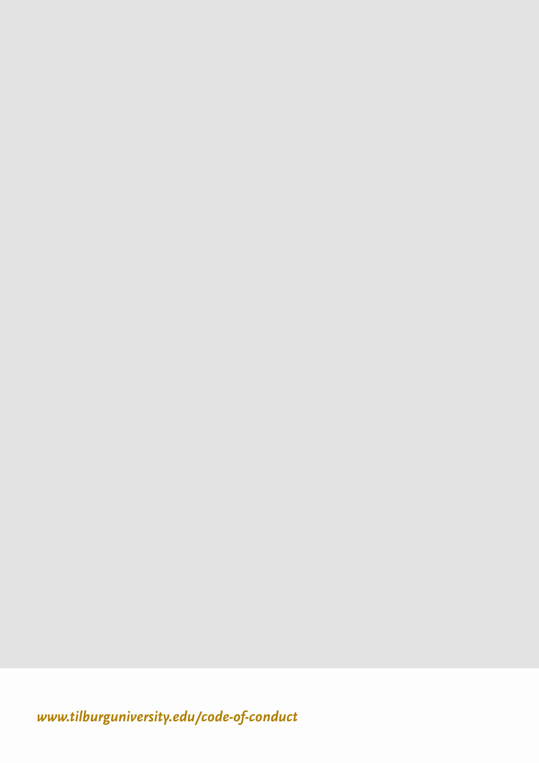*www.tilburguniversity.edu/code-of-conduct*